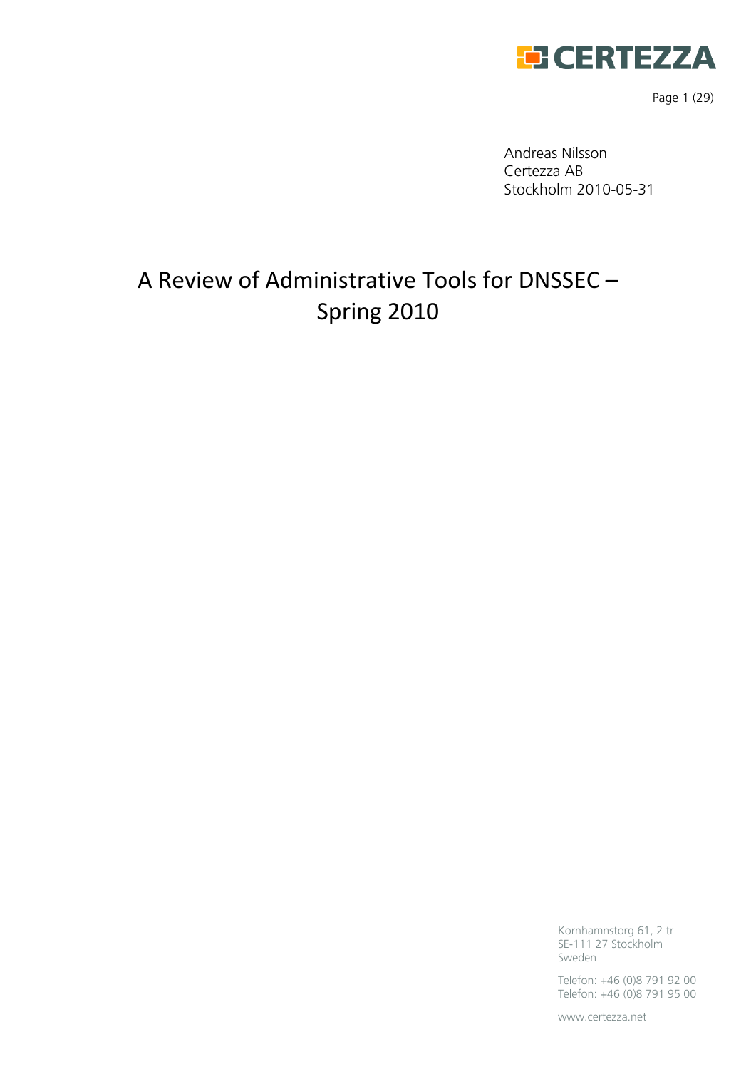Andreas Nilsson
Certezza AB
Stockholm 2010-05-31

# A Review of Administrative Tools for DNSSEC – Spring 2010

Kornhamnstorg 61, 2 tr
SE-111 27 Stockholm
Sweden

Telefon: +46 (0)8 791 92 00
Telefon: +46 (0)8 791 95 00

www.certezza.net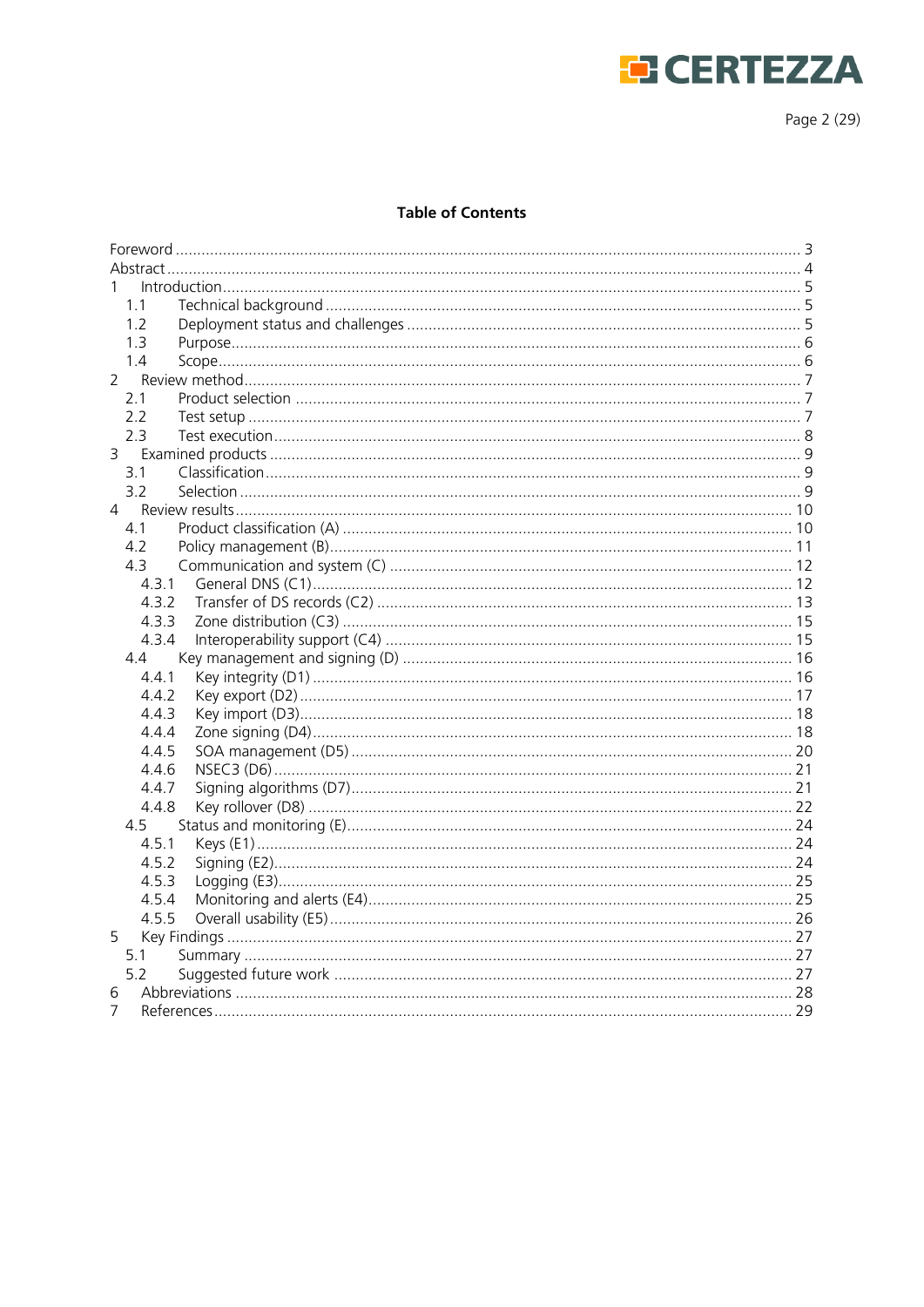**Table of Contents**

Foreword ... 3
Abstract ... 4
1 Introduction ... 5
  1.1 Technical background ... 5
  1.2 Deployment status and challenges ... 5
  1.3 Purpose ... 6
  1.4 Scope ... 6
2 Review method ... 7
  2.1 Product selection ... 7
  2.2 Test setup ... 7
  2.3 Test execution ... 8
3 Examined products ... 9
  3.1 Classification ... 9
  3.2 Selection ... 9
4 Review results ... 10
  4.1 Product classification (A) ... 10
  4.2 Policy management (B) ... 11
  4.3 Communication and system (C) ... 12
    4.3.1 General DNS (C1) ... 12
    4.3.2 Transfer of DS records (C2) ... 13
    4.3.3 Zone distribution (C3) ... 15
    4.3.4 Interoperability support (C4) ... 15
  4.4 Key management and signing (D) ... 16
    4.4.1 Key integrity (D1) ... 16
    4.4.2 Key export (D2) ... 17
    4.4.3 Key import (D3) ... 18
    4.4.4 Zone signing (D4) ... 18
    4.4.5 SOA management (D5) ... 20
    4.4.6 NSEC3 (D6) ... 21
    4.4.7 Signing algorithms (D7) ... 21
    4.4.8 Key rollover (D8) ... 22
  4.5 Status and monitoring (E) ... 24
    4.5.1 Keys (E1) ... 24
    4.5.2 Signing (E2) ... 24
    4.5.3 Logging (E3) ... 25
    4.5.4 Monitoring and alerts (E4) ... 25
    4.5.5 Overall usability (E5) ... 26
5 Key Findings ... 27
  5.1 Summary ... 27
  5.2 Suggested future work ... 27
6 Abbreviations ... 28
7 References ... 29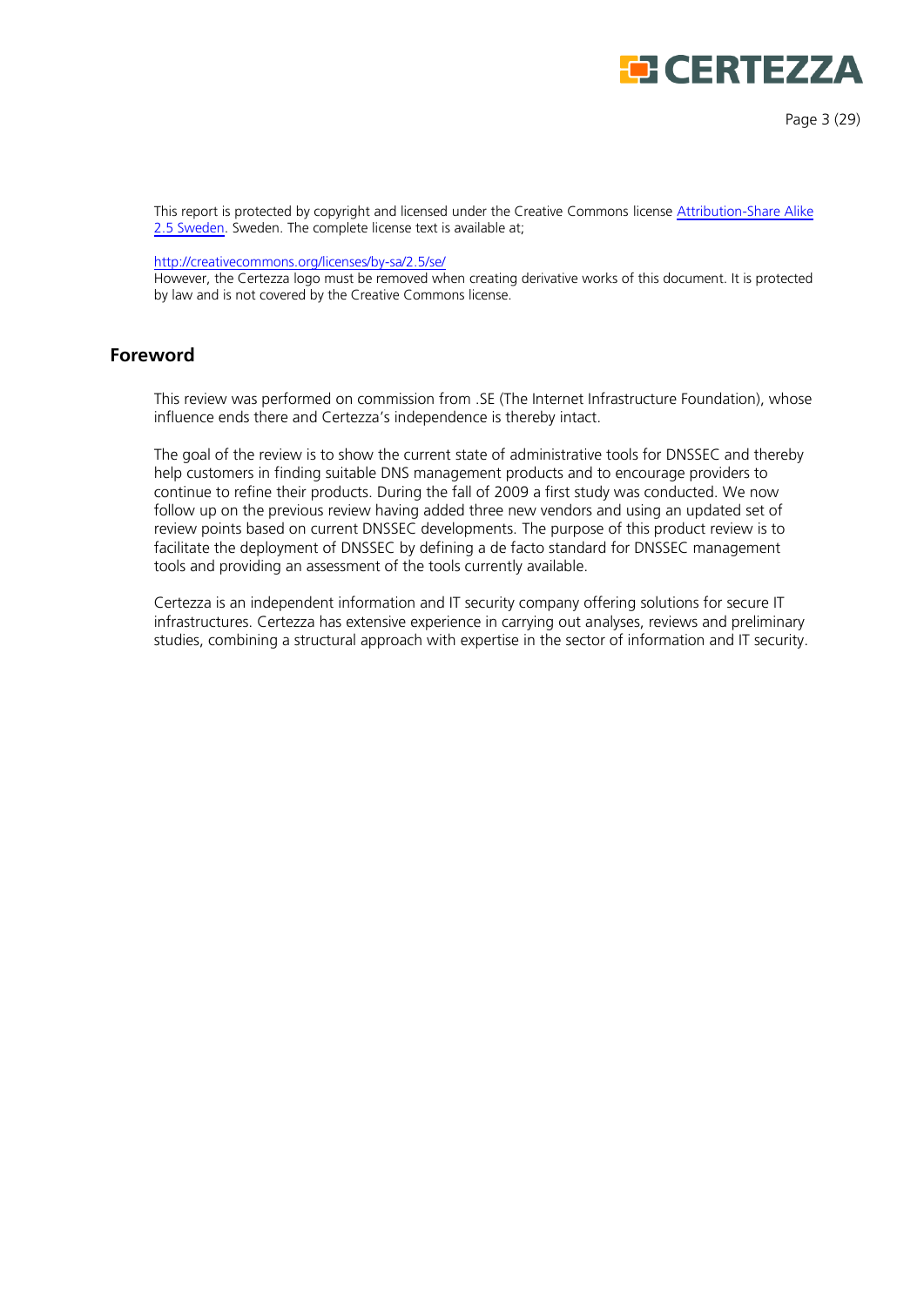This report is protected by copyright and licensed under the Creative Commons license Attribution-Share Alike 2.5 Sweden. Sweden. The complete license text is available at;

http://creativecommons.org/licenses/by-sa/2.5/se/
However, the Certezza logo must be removed when creating derivative works of this document. It is protected by law and is not covered by the Creative Commons license.

## Foreword

This review was performed on commission from .SE (The Internet Infrastructure Foundation), whose influence ends there and Certezza's independence is thereby intact.

The goal of the review is to show the current state of administrative tools for DNSSEC and thereby help customers in finding suitable DNS management products and to encourage providers to continue to refine their products. During the fall of 2009 a first study was conducted. We now follow up on the previous review having added three new vendors and using an updated set of review points based on current DNSSEC developments. The purpose of this product review is to facilitate the deployment of DNSSEC by defining a de facto standard for DNSSEC management tools and providing an assessment of the tools currently available.

Certezza is an independent information and IT security company offering solutions for secure IT infrastructures. Certezza has extensive experience in carrying out analyses, reviews and preliminary studies, combining a structural approach with expertise in the sector of information and IT security.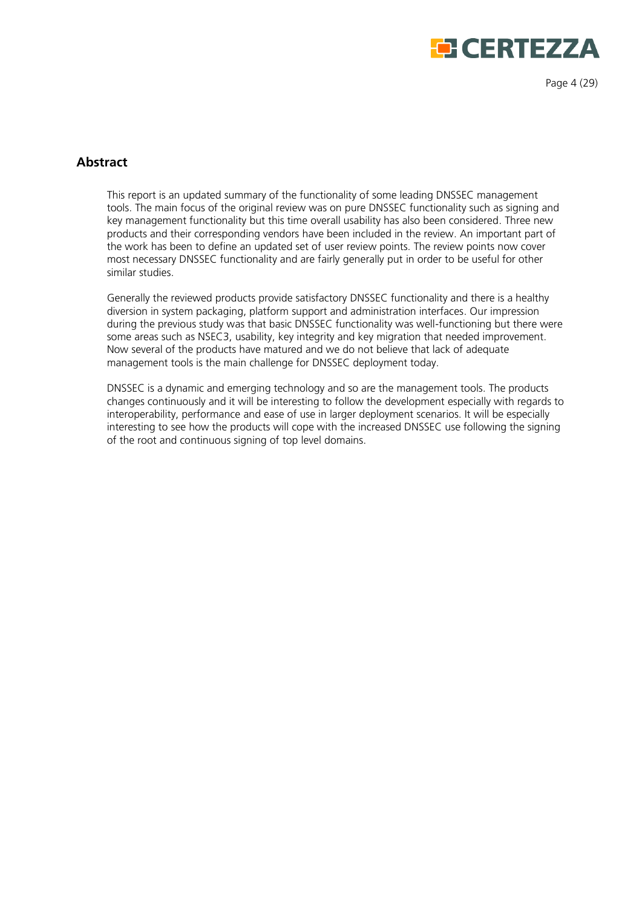## Abstract

This report is an updated summary of the functionality of some leading DNSSEC management tools. The main focus of the original review was on pure DNSSEC functionality such as signing and key management functionality but this time overall usability has also been considered. Three new products and their corresponding vendors have been included in the review. An important part of the work has been to define an updated set of user review points. The review points now cover most necessary DNSSEC functionality and are fairly generally put in order to be useful for other similar studies.

Generally the reviewed products provide satisfactory DNSSEC functionality and there is a healthy diversion in system packaging, platform support and administration interfaces. Our impression during the previous study was that basic DNSSEC functionality was well-functioning but there were some areas such as NSEC3, usability, key integrity and key migration that needed improvement. Now several of the products have matured and we do not believe that lack of adequate management tools is the main challenge for DNSSEC deployment today.

DNSSEC is a dynamic and emerging technology and so are the management tools. The products changes continuously and it will be interesting to follow the development especially with regards to interoperability, performance and ease of use in larger deployment scenarios. It will be especially interesting to see how the products will cope with the increased DNSSEC use following the signing of the root and continuous signing of top level domains.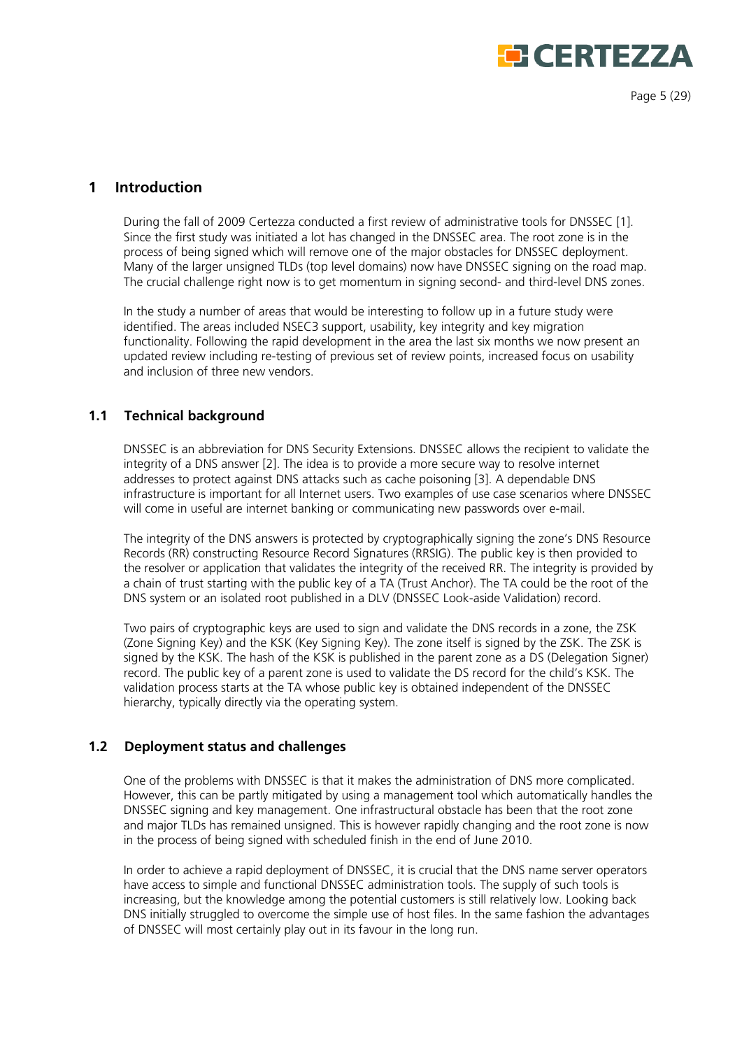# 1 Introduction

During the fall of 2009 Certezza conducted a first review of administrative tools for DNSSEC [1]. Since the first study was initiated a lot has changed in the DNSSEC area. The root zone is in the process of being signed which will remove one of the major obstacles for DNSSEC deployment. Many of the larger unsigned TLDs (top level domains) now have DNSSEC signing on the road map. The crucial challenge right now is to get momentum in signing second- and third-level DNS zones.

In the study a number of areas that would be interesting to follow up in a future study were identified. The areas included NSEC3 support, usability, key integrity and key migration functionality. Following the rapid development in the area the last six months we now present an updated review including re-testing of previous set of review points, increased focus on usability and inclusion of three new vendors.

## 1.1 Technical background

DNSSEC is an abbreviation for DNS Security Extensions. DNSSEC allows the recipient to validate the integrity of a DNS answer [2]. The idea is to provide a more secure way to resolve internet addresses to protect against DNS attacks such as cache poisoning [3]. A dependable DNS infrastructure is important for all Internet users. Two examples of use case scenarios where DNSSEC will come in useful are internet banking or communicating new passwords over e-mail.

The integrity of the DNS answers is protected by cryptographically signing the zone's DNS Resource Records (RR) constructing Resource Record Signatures (RRSIG). The public key is then provided to the resolver or application that validates the integrity of the received RR. The integrity is provided by a chain of trust starting with the public key of a TA (Trust Anchor). The TA could be the root of the DNS system or an isolated root published in a DLV (DNSSEC Look-aside Validation) record.

Two pairs of cryptographic keys are used to sign and validate the DNS records in a zone, the ZSK (Zone Signing Key) and the KSK (Key Signing Key). The zone itself is signed by the ZSK. The ZSK is signed by the KSK. The hash of the KSK is published in the parent zone as a DS (Delegation Signer) record. The public key of a parent zone is used to validate the DS record for the child's KSK. The validation process starts at the TA whose public key is obtained independent of the DNSSEC hierarchy, typically directly via the operating system.

## 1.2 Deployment status and challenges

One of the problems with DNSSEC is that it makes the administration of DNS more complicated. However, this can be partly mitigated by using a management tool which automatically handles the DNSSEC signing and key management. One infrastructural obstacle has been that the root zone and major TLDs has remained unsigned. This is however rapidly changing and the root zone is now in the process of being signed with scheduled finish in the end of June 2010.

In order to achieve a rapid deployment of DNSSEC, it is crucial that the DNS name server operators have access to simple and functional DNSSEC administration tools. The supply of such tools is increasing, but the knowledge among the potential customers is still relatively low. Looking back DNS initially struggled to overcome the simple use of host files. In the same fashion the advantages of DNSSEC will most certainly play out in its favour in the long run.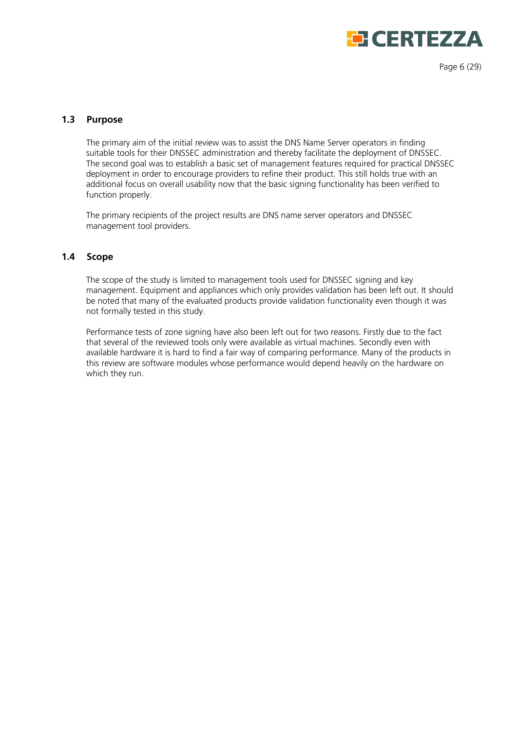## 1.3 Purpose

The primary aim of the initial review was to assist the DNS Name Server operators in finding suitable tools for their DNSSEC administration and thereby facilitate the deployment of DNSSEC. The second goal was to establish a basic set of management features required for practical DNSSEC deployment in order to encourage providers to refine their product. This still holds true with an additional focus on overall usability now that the basic signing functionality has been verified to function properly.

The primary recipients of the project results are DNS name server operators and DNSSEC management tool providers.

## 1.4 Scope

The scope of the study is limited to management tools used for DNSSEC signing and key management. Equipment and appliances which only provides validation has been left out. It should be noted that many of the evaluated products provide validation functionality even though it was not formally tested in this study.

Performance tests of zone signing have also been left out for two reasons. Firstly due to the fact that several of the reviewed tools only were available as virtual machines. Secondly even with available hardware it is hard to find a fair way of comparing performance. Many of the products in this review are software modules whose performance would depend heavily on the hardware on which they run.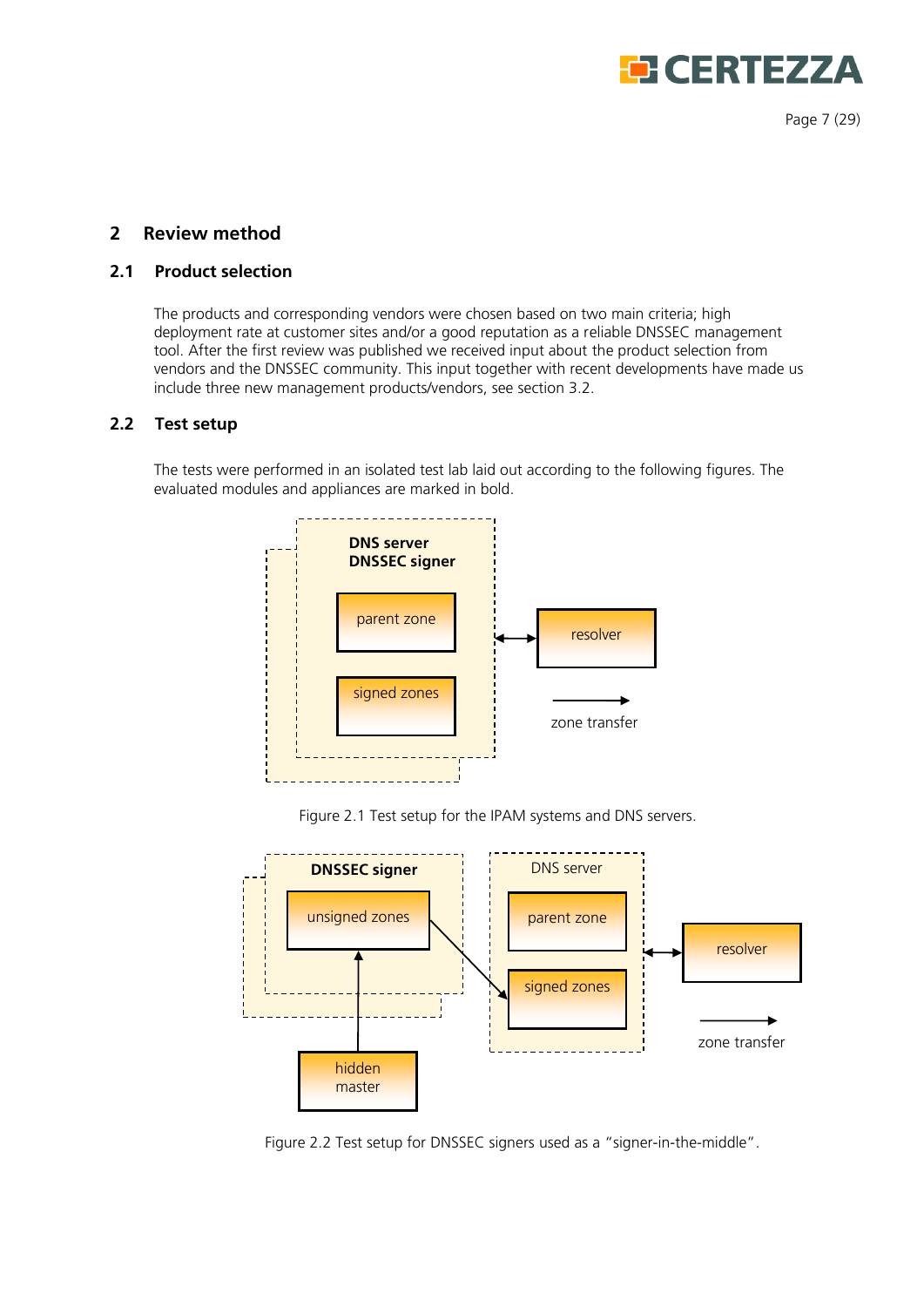# 2 Review method

## 2.1 Product selection

The products and corresponding vendors were chosen based on two main criteria; high deployment rate at customer sites and/or a good reputation as a reliable DNSSEC management tool. After the first review was published we received input about the product selection from vendors and the DNSSEC community. This input together with recent developments have made us include three new management products/vendors, see section 3.2.

## 2.2 Test setup

The tests were performed in an isolated test lab laid out according to the following figures. The evaluated modules and appliances are marked in bold.

**DNS server**
**DNSSEC signer**

parent zone

signed zones

resolver

zone transfer

Figure 2.1 Test setup for the IPAM systems and DNS servers.

**DNSSEC signer**

unsigned zones

DNS server

parent zone

signed zones

resolver

zone transfer

hidden master

Figure 2.2 Test setup for DNSSEC signers used as a "signer-in-the-middle".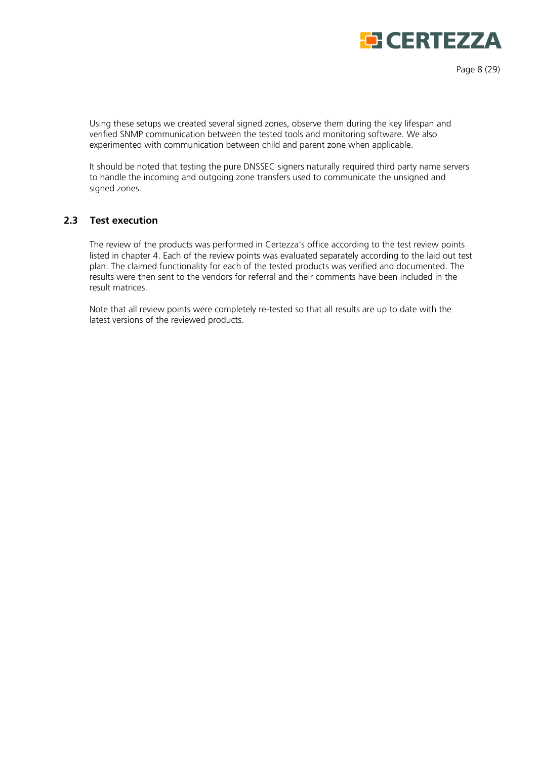Using these setups we created several signed zones, observe them during the key lifespan and verified SNMP communication between the tested tools and monitoring software. We also experimented with communication between child and parent zone when applicable.

It should be noted that testing the pure DNSSEC signers naturally required third party name servers to handle the incoming and outgoing zone transfers used to communicate the unsigned and signed zones.

## 2.3 Test execution

The review of the products was performed in Certezza's office according to the test review points listed in chapter 4. Each of the review points was evaluated separately according to the laid out test plan. The claimed functionality for each of the tested products was verified and documented. The results were then sent to the vendors for referral and their comments have been included in the result matrices.

Note that all review points were completely re-tested so that all results are up to date with the latest versions of the reviewed products.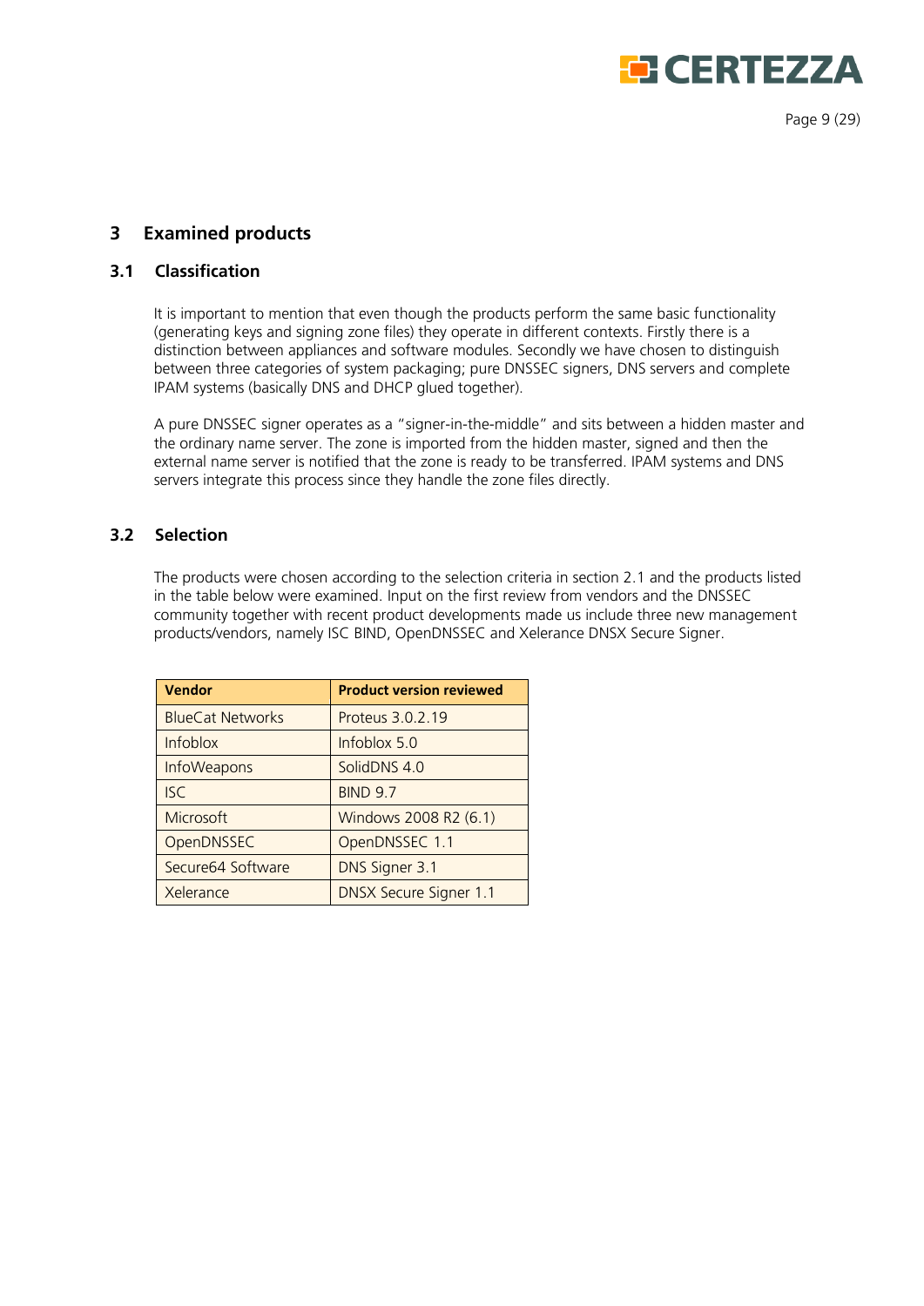# 3 Examined products

## 3.1 Classification

It is important to mention that even though the products perform the same basic functionality (generating keys and signing zone files) they operate in different contexts. Firstly there is a distinction between appliances and software modules. Secondly we have chosen to distinguish between three categories of system packaging; pure DNSSEC signers, DNS servers and complete IPAM systems (basically DNS and DHCP glued together).

A pure DNSSEC signer operates as a "signer-in-the-middle" and sits between a hidden master and the ordinary name server. The zone is imported from the hidden master, signed and then the external name server is notified that the zone is ready to be transferred. IPAM systems and DNS servers integrate this process since they handle the zone files directly.

## 3.2 Selection

The products were chosen according to the selection criteria in section 2.1 and the products listed in the table below were examined. Input on the first review from vendors and the DNSSEC community together with recent product developments made us include three new management products/vendors, namely ISC BIND, OpenDNSSEC and Xelerance DNSX Secure Signer.

| Vendor | Product version reviewed |
|---|---|
| BlueCat Networks | Proteus 3.0.2.19 |
| Infoblox | Infoblox 5.0 |
| InfoWeapons | SolidDNS 4.0 |
| ISC | BIND 9.7 |
| Microsoft | Windows 2008 R2 (6.1) |
| OpenDNSSEC | OpenDNSSEC 1.1 |
| Secure64 Software | DNS Signer 3.1 |
| Xelerance | DNSX Secure Signer 1.1 |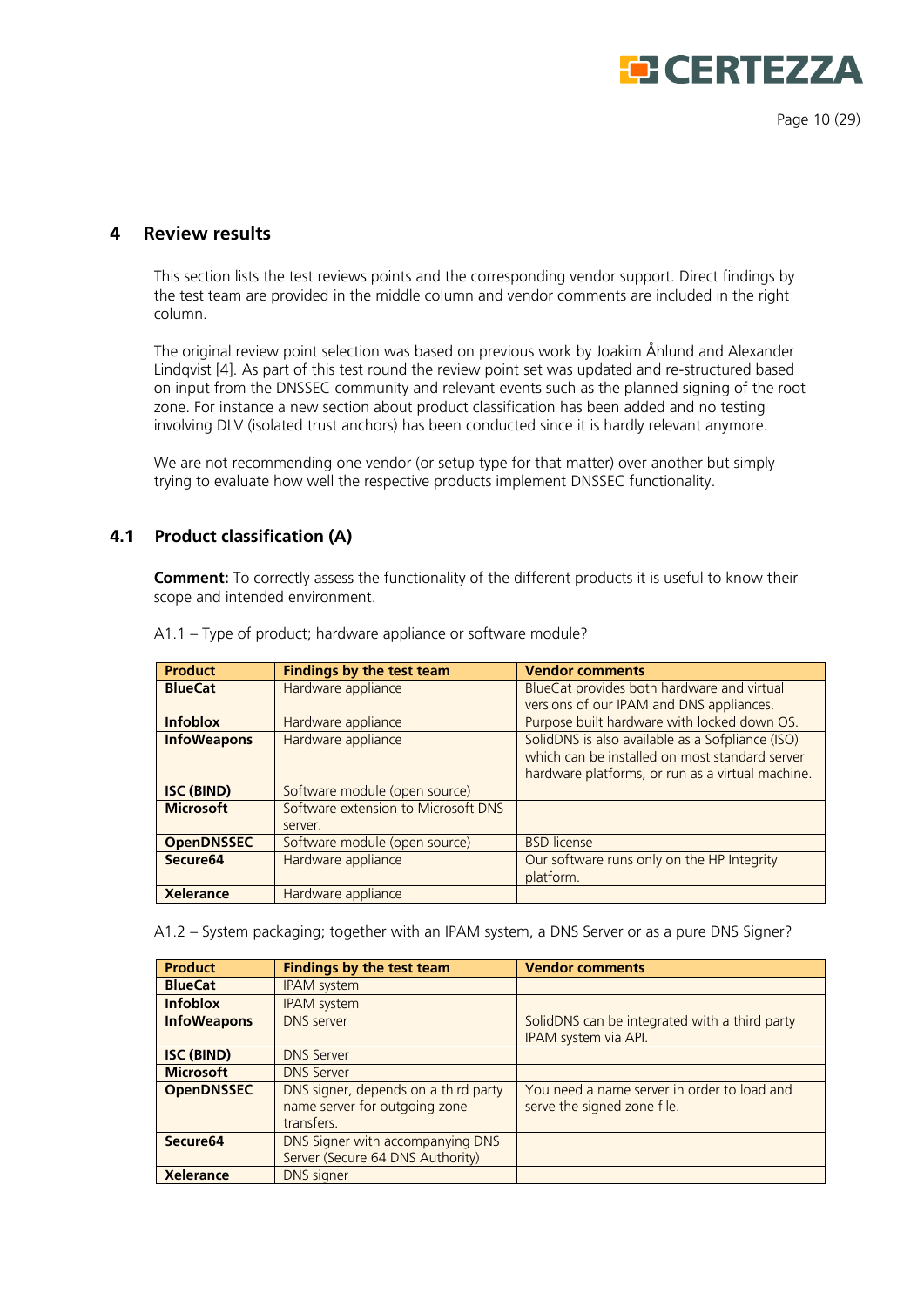# 4 Review results

This section lists the test reviews points and the corresponding vendor support. Direct findings by the test team are provided in the middle column and vendor comments are included in the right column.

The original review point selection was based on previous work by Joakim Åhlund and Alexander Lindqvist [4]. As part of this test round the review point set was updated and re-structured based on input from the DNSSEC community and relevant events such as the planned signing of the root zone. For instance a new section about product classification has been added and no testing involving DLV (isolated trust anchors) has been conducted since it is hardly relevant anymore.

We are not recommending one vendor (or setup type for that matter) over another but simply trying to evaluate how well the respective products implement DNSSEC functionality.

## 4.1 Product classification (A)

**Comment:** To correctly assess the functionality of the different products it is useful to know their scope and intended environment.

A1.1 – Type of product; hardware appliance or software module?

| Product | Findings by the test team | Vendor comments |
|---|---|---|
| **BlueCat** | Hardware appliance | BlueCat provides both hardware and virtual versions of our IPAM and DNS appliances. |
| **Infoblox** | Hardware appliance | Purpose built hardware with locked down OS. |
| **InfoWeapons** | Hardware appliance | SolidDNS is also available as a Sofpliance (ISO) which can be installed on most standard server hardware platforms, or run as a virtual machine. |
| **ISC (BIND)** | Software module (open source) | |
| **Microsoft** | Software extension to Microsoft DNS server. | |
| **OpenDNSSEC** | Software module (open source) | BSD license |
| **Secure64** | Hardware appliance | Our software runs only on the HP Integrity platform. |
| **Xelerance** | Hardware appliance | |

A1.2 – System packaging; together with an IPAM system, a DNS Server or as a pure DNS Signer?

| Product | Findings by the test team | Vendor comments |
|---|---|---|
| **BlueCat** | IPAM system | |
| **Infoblox** | IPAM system | |
| **InfoWeapons** | DNS server | SolidDNS can be integrated with a third party IPAM system via API. |
| **ISC (BIND)** | DNS Server | |
| **Microsoft** | DNS Server | |
| **OpenDNSSEC** | DNS signer, depends on a third party name server for outgoing zone transfers. | You need a name server in order to load and serve the signed zone file. |
| **Secure64** | DNS Signer with accompanying DNS Server (Secure 64 DNS Authority) | |
| **Xelerance** | DNS signer | |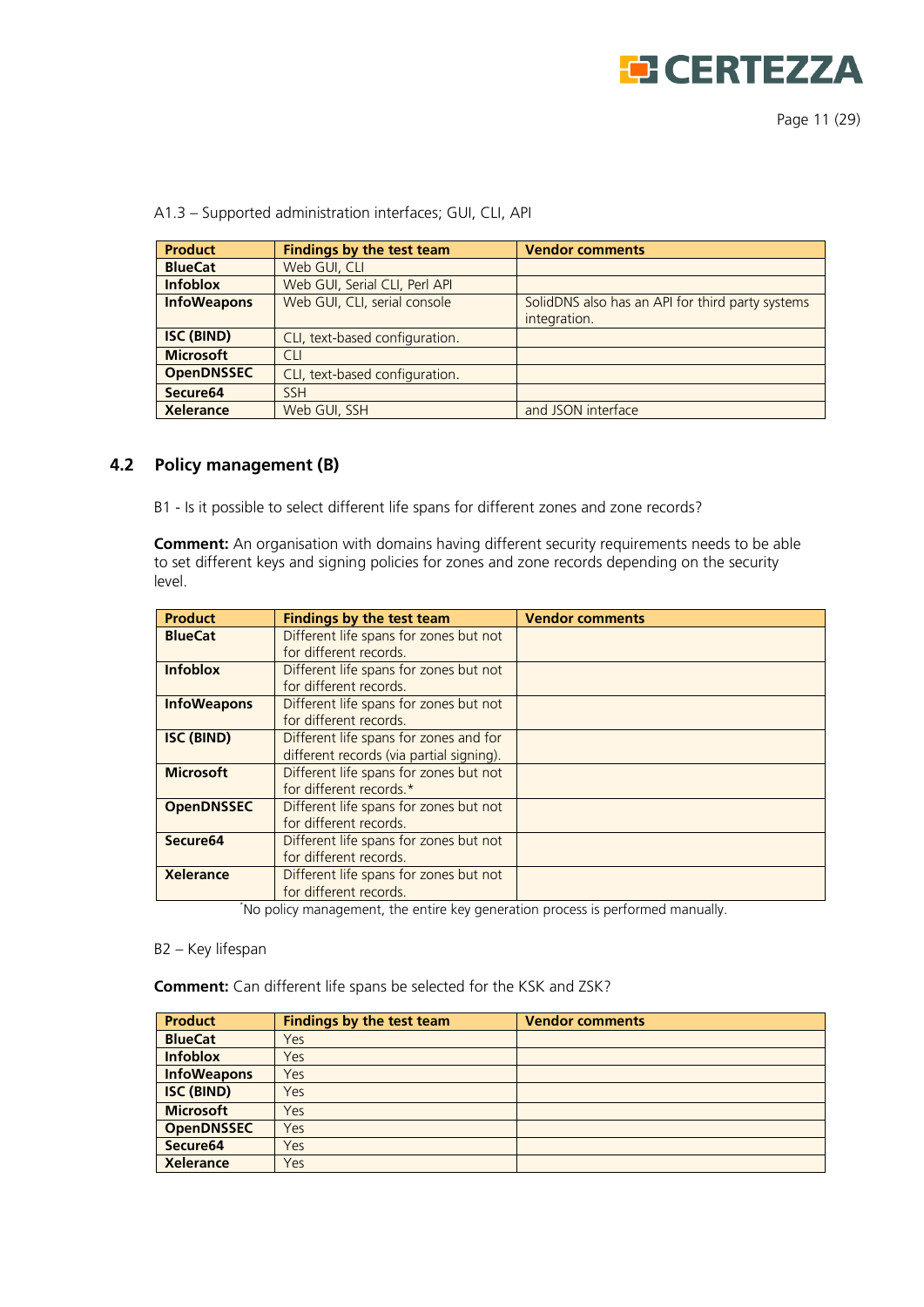A1.3 – Supported administration interfaces; GUI, CLI, API

| Product | Findings by the test team | Vendor comments |
|---|---|---|
| **BlueCat** | Web GUI, CLI | |
| **Infoblox** | Web GUI, Serial CLI, Perl API | |
| **InfoWeapons** | Web GUI, CLI, serial console | SolidDNS also has an API for third party systems integration. |
| **ISC (BIND)** | CLI, text-based configuration. | |
| **Microsoft** | CLI | |
| **OpenDNSSEC** | CLI, text-based configuration. | |
| **Secure64** | SSH | |
| **Xelerance** | Web GUI, SSH | and JSON interface |

## 4.2 Policy management (B)

B1 - Is it possible to select different life spans for different zones and zone records?

**Comment:** An organisation with domains having different security requirements needs to be able to set different keys and signing policies for zones and zone records depending on the security level.

| Product | Findings by the test team | Vendor comments |
|---|---|---|
| **BlueCat** | Different life spans for zones but not for different records. | |
| **Infoblox** | Different life spans for zones but not for different records. | |
| **InfoWeapons** | Different life spans for zones but not for different records. | |
| **ISC (BIND)** | Different life spans for zones and for different records (via partial signing). | |
| **Microsoft** | Different life spans for zones but not for different records.* | |
| **OpenDNSSEC** | Different life spans for zones but not for different records. | |
| **Secure64** | Different life spans for zones but not for different records. | |
| **Xelerance** | Different life spans for zones but not for different records. | |

*No policy management, the entire key generation process is performed manually.

B2 – Key lifespan

**Comment:** Can different life spans be selected for the KSK and ZSK?

| Product | Findings by the test team | Vendor comments |
|---|---|---|
| **BlueCat** | Yes | |
| **Infoblox** | Yes | |
| **InfoWeapons** | Yes | |
| **ISC (BIND)** | Yes | |
| **Microsoft** | Yes | |
| **OpenDNSSEC** | Yes | |
| **Secure64** | Yes | |
| **Xelerance** | Yes | |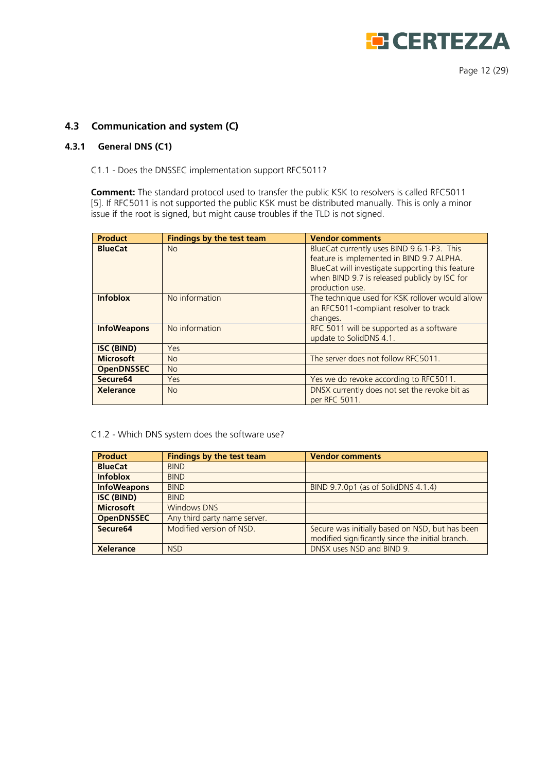## 4.3 Communication and system (C)

### 4.3.1 General DNS (C1)

C1.1 - Does the DNSSEC implementation support RFC5011?

**Comment:** The standard protocol used to transfer the public KSK to resolvers is called RFC5011 [5]. If RFC5011 is not supported the public KSK must be distributed manually. This is only a minor issue if the root is signed, but might cause troubles if the TLD is not signed.

| Product | Findings by the test team | Vendor comments |
|---|---|---|
| **BlueCat** | No | BlueCat currently uses BIND 9.6.1-P3. This feature is implemented in BIND 9.7 ALPHA. BlueCat will investigate supporting this feature when BIND 9.7 is released publicly by ISC for production use. |
| **Infoblox** | No information | The technique used for KSK rollover would allow an RFC5011-compliant resolver to track changes. |
| **InfoWeapons** | No information | RFC 5011 will be supported as a software update to SolidDNS 4.1. |
| **ISC (BIND)** | Yes | |
| **Microsoft** | No | The server does not follow RFC5011. |
| **OpenDNSSEC** | No | |
| **Secure64** | Yes | Yes we do revoke according to RFC5011. |
| **Xelerance** | No | DNSX currently does not set the revoke bit as per RFC 5011. |

C1.2 - Which DNS system does the software use?

| Product | Findings by the test team | Vendor comments |
|---|---|---|
| **BlueCat** | BIND | |
| **Infoblox** | BIND | |
| **InfoWeapons** | BIND | BIND 9.7.0p1 (as of SolidDNS 4.1.4) |
| **ISC (BIND)** | BIND | |
| **Microsoft** | Windows DNS | |
| **OpenDNSSEC** | Any third party name server. | |
| **Secure64** | Modified version of NSD. | Secure was initially based on NSD, but has been modified significantly since the initial branch. |
| **Xelerance** | NSD | DNSX uses NSD and BIND 9. |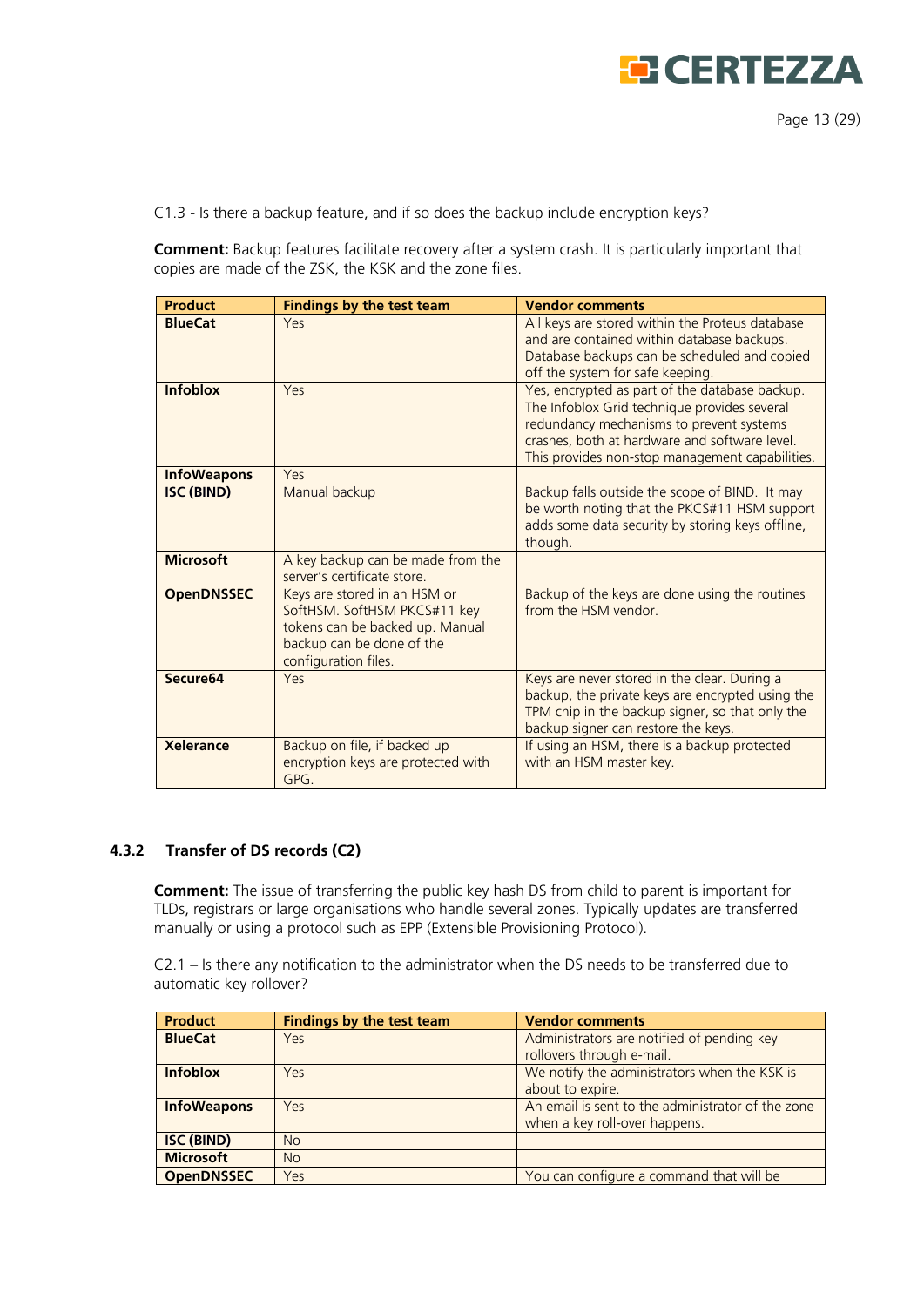C1.3 - Is there a backup feature, and if so does the backup include encryption keys?

**Comment:** Backup features facilitate recovery after a system crash. It is particularly important that copies are made of the ZSK, the KSK and the zone files.

| Product | Findings by the test team | Vendor comments |
|---|---|---|
| **BlueCat** | Yes | All keys are stored within the Proteus database and are contained within database backups. Database backups can be scheduled and copied off the system for safe keeping. |
| **Infoblox** | Yes | Yes, encrypted as part of the database backup. The Infoblox Grid technique provides several redundancy mechanisms to prevent systems crashes, both at hardware and software level. This provides non-stop management capabilities. |
| **InfoWeapons** | Yes | |
| **ISC (BIND)** | Manual backup | Backup falls outside the scope of BIND. It may be worth noting that the PKCS#11 HSM support adds some data security by storing keys offline, though. |
| **Microsoft** | A key backup can be made from the server's certificate store. | |
| **OpenDNSSEC** | Keys are stored in an HSM or SoftHSM. SoftHSM PKCS#11 key tokens can be backed up. Manual backup can be done of the configuration files. | Backup of the keys are done using the routines from the HSM vendor. |
| **Secure64** | Yes | Keys are never stored in the clear. During a backup, the private keys are encrypted using the TPM chip in the backup signer, so that only the backup signer can restore the keys. |
| **Xelerance** | Backup on file, if backed up encryption keys are protected with GPG. | If using an HSM, there is a backup protected with an HSM master key. |

### 4.3.2 Transfer of DS records (C2)

**Comment:** The issue of transferring the public key hash DS from child to parent is important for TLDs, registrars or large organisations who handle several zones. Typically updates are transferred manually or using a protocol such as EPP (Extensible Provisioning Protocol).

C2.1 – Is there any notification to the administrator when the DS needs to be transferred due to automatic key rollover?

| Product | Findings by the test team | Vendor comments |
|---|---|---|
| **BlueCat** | Yes | Administrators are notified of pending key rollovers through e-mail. |
| **Infoblox** | Yes | We notify the administrators when the KSK is about to expire. |
| **InfoWeapons** | Yes | An email is sent to the administrator of the zone when a key roll-over happens. |
| **ISC (BIND)** | No | |
| **Microsoft** | No | |
| **OpenDNSSEC** | Yes | You can configure a command that will be |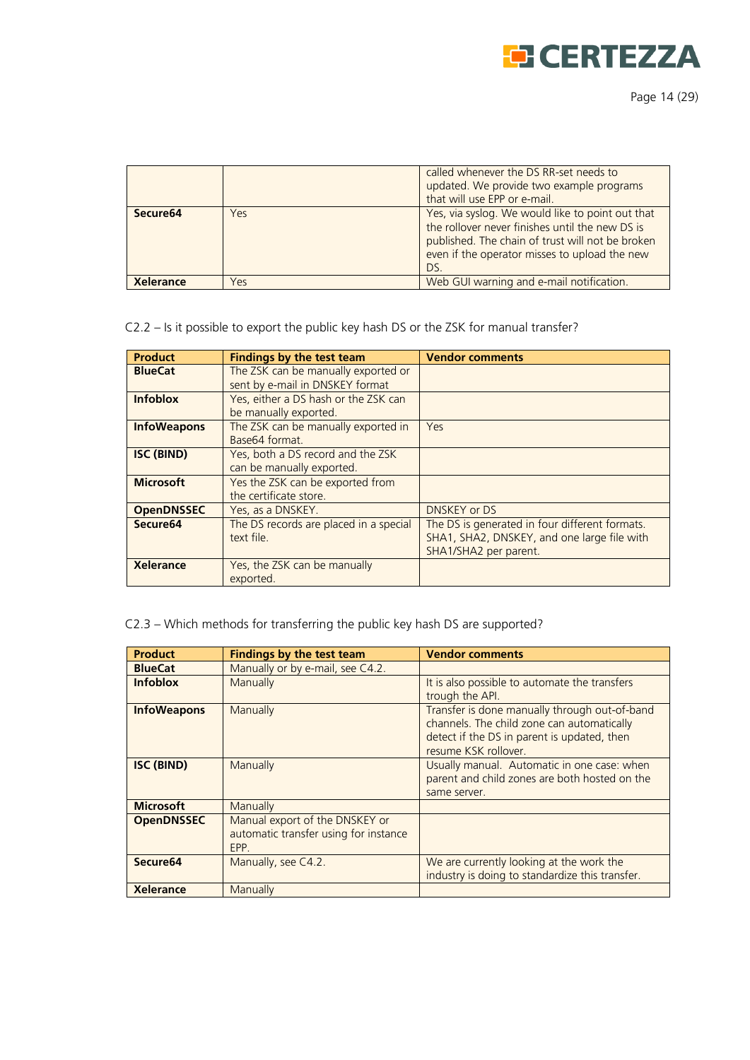| | | called whenever the DS RR-set needs to updated. We provide two example programs that will use EPP or e-mail. |
|---|---|---|
| **Secure64** | Yes | Yes, via syslog. We would like to point out that the rollover never finishes until the new DS is published. The chain of trust will not be broken even if the operator misses to upload the new DS. |
| **Xelerance** | Yes | Web GUI warning and e-mail notification. |

C2.2 – Is it possible to export the public key hash DS or the ZSK for manual transfer?

| **Product** | **Findings by the test team** | **Vendor comments** |
|---|---|---|
| **BlueCat** | The ZSK can be manually exported or sent by e-mail in DNSKEY format | |
| **Infoblox** | Yes, either a DS hash or the ZSK can be manually exported. | |
| **InfoWeapons** | The ZSK can be manually exported in Base64 format. | Yes |
| **ISC (BIND)** | Yes, both a DS record and the ZSK can be manually exported. | |
| **Microsoft** | Yes the ZSK can be exported from the certificate store. | |
| **OpenDNSSEC** | Yes, as a DNSKEY. | DNSKEY or DS |
| **Secure64** | The DS records are placed in a special text file. | The DS is generated in four different formats. SHA1, SHA2, DNSKEY, and one large file with SHA1/SHA2 per parent. |
| **Xelerance** | Yes, the ZSK can be manually exported. | |

C2.3 – Which methods for transferring the public key hash DS are supported?

| **Product** | **Findings by the test team** | **Vendor comments** |
|---|---|---|
| **BlueCat** | Manually or by e-mail, see C4.2. | |
| **Infoblox** | Manually | It is also possible to automate the transfers trough the API. |
| **InfoWeapons** | Manually | Transfer is done manually through out-of-band channels. The child zone can automatically detect if the DS in parent is updated, then resume KSK rollover. |
| **ISC (BIND)** | Manually | Usually manual. Automatic in one case: when parent and child zones are both hosted on the same server. |
| **Microsoft** | Manually | |
| **OpenDNSSEC** | Manual export of the DNSKEY or automatic transfer using for instance EPP. | |
| **Secure64** | Manually, see C4.2. | We are currently looking at the work the industry is doing to standardize this transfer. |
| **Xelerance** | Manually | |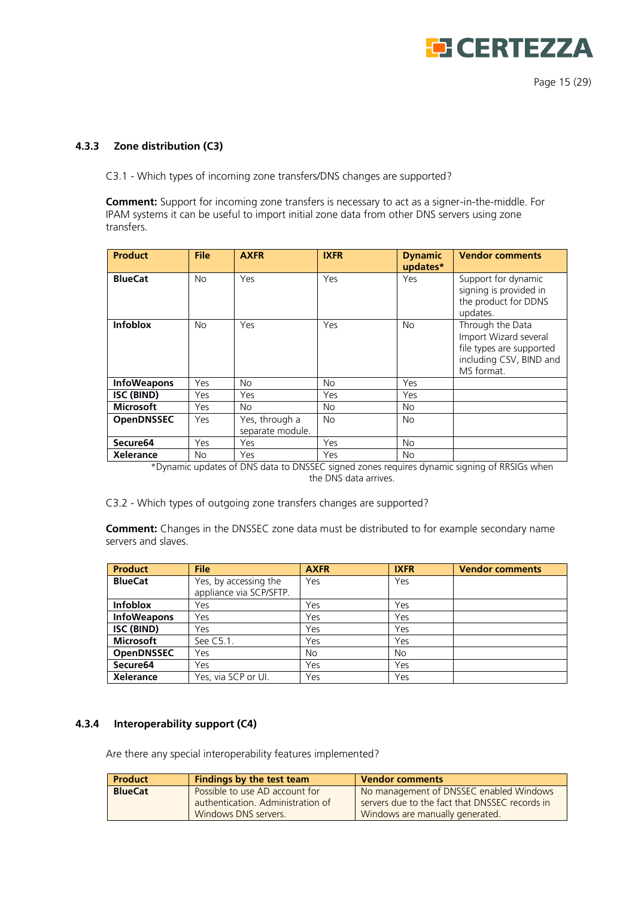### 4.3.3 Zone distribution (C3)

C3.1 - Which types of incoming zone transfers/DNS changes are supported?

**Comment:** Support for incoming zone transfers is necessary to act as a signer-in-the-middle. For IPAM systems it can be useful to import initial zone data from other DNS servers using zone transfers.

| Product | File | AXFR | IXFR | Dynamic updates* | Vendor comments |
|---|---|---|---|---|---|
| **BlueCat** | No | Yes | Yes | Yes | Support for dynamic signing is provided in the product for DDNS updates. |
| **Infoblox** | No | Yes | Yes | No | Through the Data Import Wizard several file types are supported including CSV, BIND and MS format. |
| **InfoWeapons** | Yes | No | No | Yes | |
| **ISC (BIND)** | Yes | Yes | Yes | Yes | |
| **Microsoft** | Yes | No | No | No | |
| **OpenDNSSEC** | Yes | Yes, through a separate module. | No | No | |
| **Secure64** | Yes | Yes | Yes | No | |
| **Xelerance** | No | Yes | Yes | No | |

*Dynamic updates of DNS data to DNSSEC signed zones requires dynamic signing of RRSIGs when the DNS data arrives.

C3.2 - Which types of outgoing zone transfers changes are supported?

**Comment:** Changes in the DNSSEC zone data must be distributed to for example secondary name servers and slaves.

| Product | File | AXFR | IXFR | Vendor comments |
|---|---|---|---|---|
| **BlueCat** | Yes, by accessing the appliance via SCP/SFTP. | Yes | Yes | |
| **Infoblox** | Yes | Yes | Yes | |
| **InfoWeapons** | Yes | Yes | Yes | |
| **ISC (BIND)** | Yes | Yes | Yes | |
| **Microsoft** | See C5.1. | Yes | Yes | |
| **OpenDNSSEC** | Yes | No | No | |
| **Secure64** | Yes | Yes | Yes | |
| **Xelerance** | Yes, via SCP or UI. | Yes | Yes | |

### 4.3.4 Interoperability support (C4)

Are there any special interoperability features implemented?

| Product | Findings by the test team | Vendor comments |
|---|---|---|
| **BlueCat** | Possible to use AD account for authentication. Administration of Windows DNS servers. | No management of DNSSEC enabled Windows servers due to the fact that DNSSEC records in Windows are manually generated. |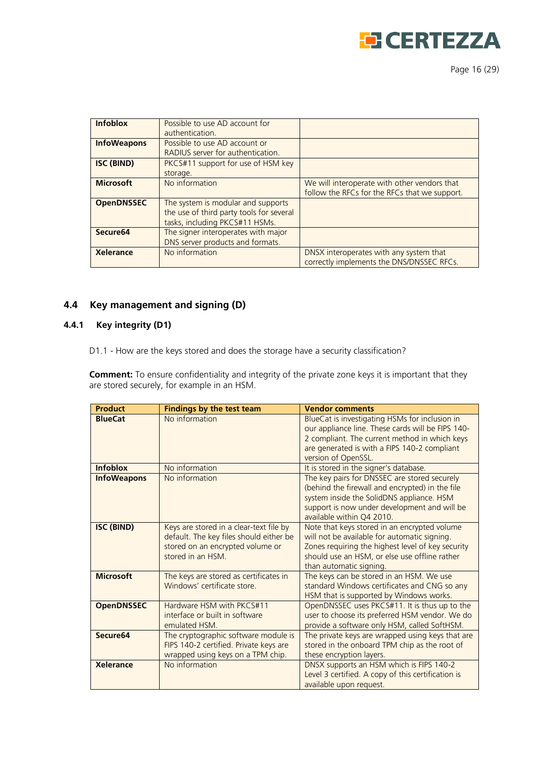| | | |
|---|---|---|
| **Infoblox** | Possible to use AD account for authentication. | |
| **InfoWeapons** | Possible to use AD account or RADIUS server for authentication. | |
| **ISC (BIND)** | PKCS#11 support for use of HSM key storage. | |
| **Microsoft** | No information | We will interoperate with other vendors that follow the RFCs for the RFCs that we support. |
| **OpenDNSSEC** | The system is modular and supports the use of third party tools for several tasks, including PKCS#11 HSMs. | |
| **Secure64** | The signer interoperates with major DNS server products and formats. | |
| **Xelerance** | No information | DNSX interoperates with any system that correctly implements the DNS/DNSSEC RFCs. |

## 4.4 Key management and signing (D)

### 4.4.1 Key integrity (D1)

D1.1 - How are the keys stored and does the storage have a security classification?

**Comment:** To ensure confidentiality and integrity of the private zone keys it is important that they are stored securely, for example in an HSM.

| Product | Findings by the test team | Vendor comments |
|---|---|---|
| **BlueCat** | No information | BlueCat is investigating HSMs for inclusion in our appliance line. These cards will be FIPS 140-2 compliant. The current method in which keys are generated is with a FIPS 140-2 compliant version of OpenSSL. |
| **Infoblox** | No information | It is stored in the signer's database. |
| **InfoWeapons** | No information | The key pairs for DNSSEC are stored securely (behind the firewall and encrypted) in the file system inside the SolidDNS appliance. HSM support is now under development and will be available within Q4 2010. |
| **ISC (BIND)** | Keys are stored in a clear-text file by default. The key files should either be stored on an encrypted volume or stored in an HSM. | Note that keys stored in an encrypted volume will not be available for automatic signing. Zones requiring the highest level of key security should use an HSM, or else use offline rather than automatic signing. |
| **Microsoft** | The keys are stored as certificates in Windows' certificate store. | The keys can be stored in an HSM. We use standard Windows certificates and CNG so any HSM that is supported by Windows works. |
| **OpenDNSSEC** | Hardware HSM with PKCS#11 interface or built in software emulated HSM. | OpenDNSSEC uses PKCS#11. It is thus up to the user to choose its preferred HSM vendor. We do provide a software only HSM, called SoftHSM. |
| **Secure64** | The cryptographic software module is FIPS 140-2 certified. Private keys are wrapped using keys on a TPM chip. | The private keys are wrapped using keys that are stored in the onboard TPM chip as the root of these encryption layers. |
| **Xelerance** | No information | DNSX supports an HSM which is FIPS 140-2 Level 3 certified. A copy of this certification is available upon request. |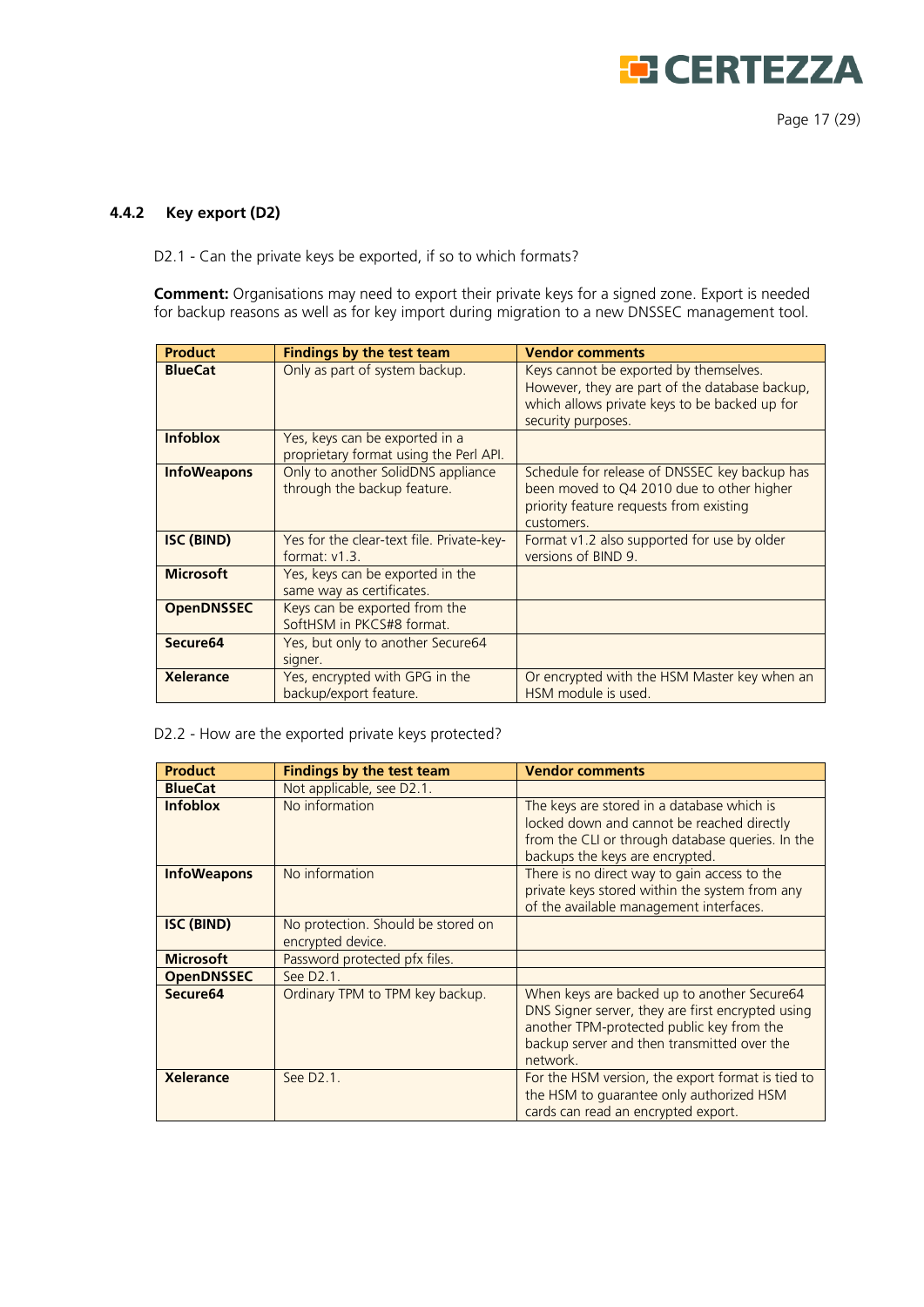### 4.4.2 Key export (D2)

D2.1 - Can the private keys be exported, if so to which formats?

**Comment:** Organisations may need to export their private keys for a signed zone. Export is needed for backup reasons as well as for key import during migration to a new DNSSEC management tool.

| Product | Findings by the test team | Vendor comments |
|---|---|---|
| **BlueCat** | Only as part of system backup. | Keys cannot be exported by themselves. However, they are part of the database backup, which allows private keys to be backed up for security purposes. |
| **Infoblox** | Yes, keys can be exported in a proprietary format using the Perl API. | |
| **InfoWeapons** | Only to another SolidDNS appliance through the backup feature. | Schedule for release of DNSSEC key backup has been moved to Q4 2010 due to other higher priority feature requests from existing customers. |
| **ISC (BIND)** | Yes for the clear-text file. Private-key-format: v1.3. | Format v1.2 also supported for use by older versions of BIND 9. |
| **Microsoft** | Yes, keys can be exported in the same way as certificates. | |
| **OpenDNSSEC** | Keys can be exported from the SoftHSM in PKCS#8 format. | |
| **Secure64** | Yes, but only to another Secure64 signer. | |
| **Xelerance** | Yes, encrypted with GPG in the backup/export feature. | Or encrypted with the HSM Master key when an HSM module is used. |

D2.2 - How are the exported private keys protected?

| Product | Findings by the test team | Vendor comments |
|---|---|---|
| **BlueCat** | Not applicable, see D2.1. | |
| **Infoblox** | No information | The keys are stored in a database which is locked down and cannot be reached directly from the CLI or through database queries. In the backups the keys are encrypted. |
| **InfoWeapons** | No information | There is no direct way to gain access to the private keys stored within the system from any of the available management interfaces. |
| **ISC (BIND)** | No protection. Should be stored on encrypted device. | |
| **Microsoft** | Password protected pfx files. | |
| **OpenDNSSEC** | See D2.1. | |
| **Secure64** | Ordinary TPM to TPM key backup. | When keys are backed up to another Secure64 DNS Signer server, they are first encrypted using another TPM-protected public key from the backup server and then transmitted over the network. |
| **Xelerance** | See D2.1. | For the HSM version, the export format is tied to the HSM to guarantee only authorized HSM cards can read an encrypted export. |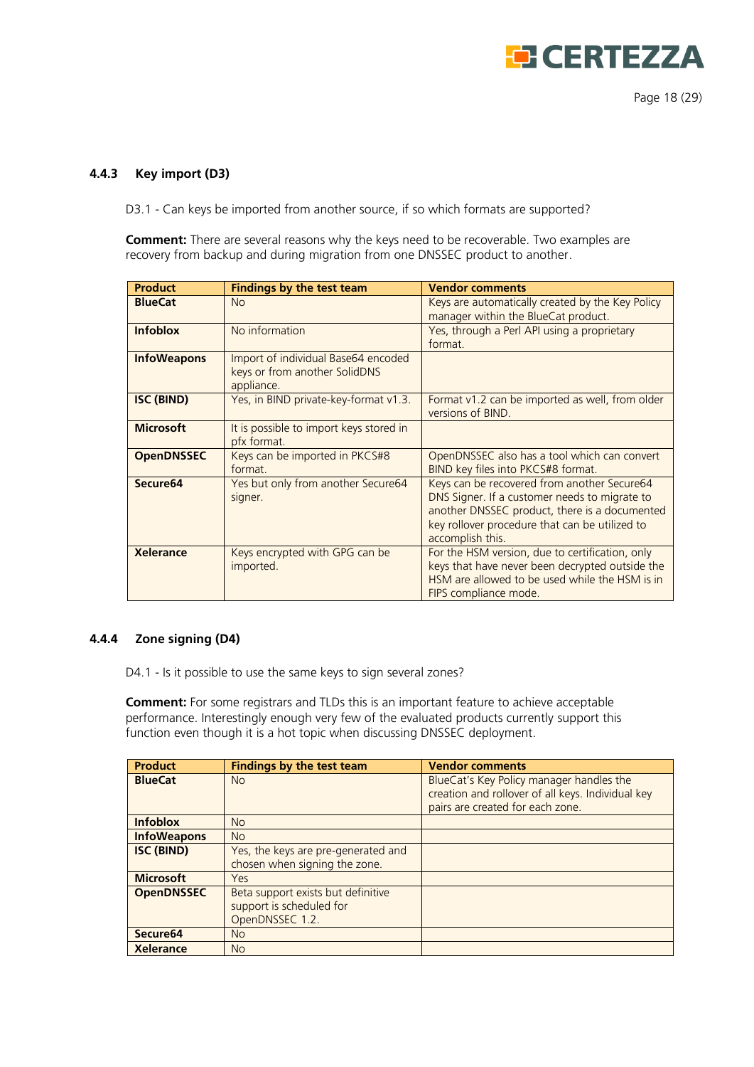### 4.4.3 Key import (D3)

D3.1 - Can keys be imported from another source, if so which formats are supported?

**Comment:** There are several reasons why the keys need to be recoverable. Two examples are recovery from backup and during migration from one DNSSEC product to another.

| Product | Findings by the test team | Vendor comments |
|---|---|---|
| **BlueCat** | No | Keys are automatically created by the Key Policy manager within the BlueCat product. |
| **Infoblox** | No information | Yes, through a Perl API using a proprietary format. |
| **InfoWeapons** | Import of individual Base64 encoded keys or from another SolidDNS appliance. | |
| **ISC (BIND)** | Yes, in BIND private-key-format v1.3. | Format v1.2 can be imported as well, from older versions of BIND. |
| **Microsoft** | It is possible to import keys stored in pfx format. | |
| **OpenDNSSEC** | Keys can be imported in PKCS#8 format. | OpenDNSSEC also has a tool which can convert BIND key files into PKCS#8 format. |
| **Secure64** | Yes but only from another Secure64 signer. | Keys can be recovered from another Secure64 DNS Signer. If a customer needs to migrate to another DNSSEC product, there is a documented key rollover procedure that can be utilized to accomplish this. |
| **Xelerance** | Keys encrypted with GPG can be imported. | For the HSM version, due to certification, only keys that have never been decrypted outside the HSM are allowed to be used while the HSM is in FIPS compliance mode. |

### 4.4.4 Zone signing (D4)

D4.1 - Is it possible to use the same keys to sign several zones?

**Comment:** For some registrars and TLDs this is an important feature to achieve acceptable performance. Interestingly enough very few of the evaluated products currently support this function even though it is a hot topic when discussing DNSSEC deployment.

| Product | Findings by the test team | Vendor comments |
|---|---|---|
| **BlueCat** | No | BlueCat's Key Policy manager handles the creation and rollover of all keys. Individual key pairs are created for each zone. |
| **Infoblox** | No | |
| **InfoWeapons** | No | |
| **ISC (BIND)** | Yes, the keys are pre-generated and chosen when signing the zone. | |
| **Microsoft** | Yes | |
| **OpenDNSSEC** | Beta support exists but definitive support is scheduled for OpenDNSSEC 1.2. | |
| **Secure64** | No | |
| **Xelerance** | No | |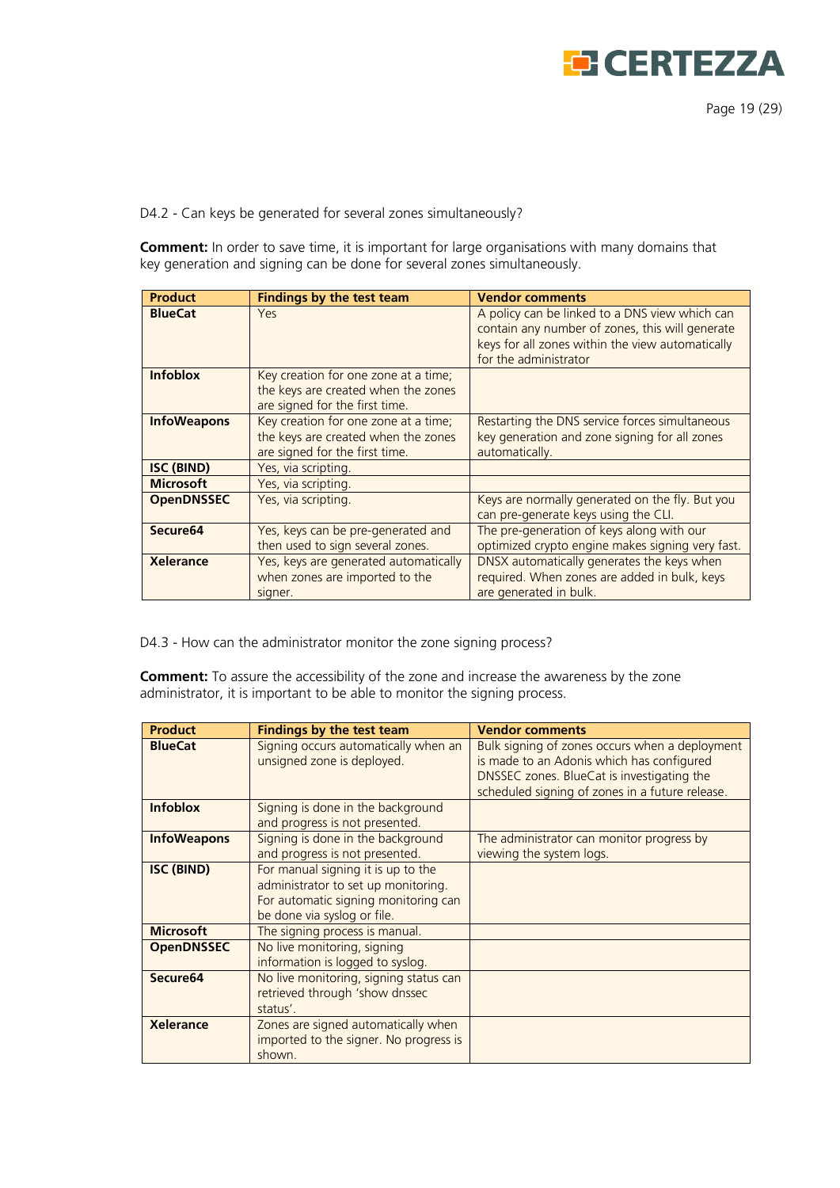D4.2 - Can keys be generated for several zones simultaneously?

**Comment:** In order to save time, it is important for large organisations with many domains that key generation and signing can be done for several zones simultaneously.

| Product | Findings by the test team | Vendor comments |
|---|---|---|
| **BlueCat** | Yes | A policy can be linked to a DNS view which can contain any number of zones, this will generate keys for all zones within the view automatically for the administrator |
| **Infoblox** | Key creation for one zone at a time; the keys are created when the zones are signed for the first time. | |
| **InfoWeapons** | Key creation for one zone at a time; the keys are created when the zones are signed for the first time. | Restarting the DNS service forces simultaneous key generation and zone signing for all zones automatically. |
| **ISC (BIND)** | Yes, via scripting. | |
| **Microsoft** | Yes, via scripting. | |
| **OpenDNSSEC** | Yes, via scripting. | Keys are normally generated on the fly. But you can pre-generate keys using the CLI. |
| **Secure64** | Yes, keys can be pre-generated and then used to sign several zones. | The pre-generation of keys along with our optimized crypto engine makes signing very fast. |
| **Xelerance** | Yes, keys are generated automatically when zones are imported to the signer. | DNSX automatically generates the keys when required. When zones are added in bulk, keys are generated in bulk. |

D4.3 - How can the administrator monitor the zone signing process?

**Comment:** To assure the accessibility of the zone and increase the awareness by the zone administrator, it is important to be able to monitor the signing process.

| Product | Findings by the test team | Vendor comments |
|---|---|---|
| **BlueCat** | Signing occurs automatically when an unsigned zone is deployed. | Bulk signing of zones occurs when a deployment is made to an Adonis which has configured DNSSEC zones. BlueCat is investigating the scheduled signing of zones in a future release. |
| **Infoblox** | Signing is done in the background and progress is not presented. | |
| **InfoWeapons** | Signing is done in the background and progress is not presented. | The administrator can monitor progress by viewing the system logs. |
| **ISC (BIND)** | For manual signing it is up to the administrator to set up monitoring. For automatic signing monitoring can be done via syslog or file. | |
| **Microsoft** | The signing process is manual. | |
| **OpenDNSSEC** | No live monitoring, signing information is logged to syslog. | |
| **Secure64** | No live monitoring, signing status can retrieved through 'show dnssec status'. | |
| **Xelerance** | Zones are signed automatically when imported to the signer. No progress is shown. | |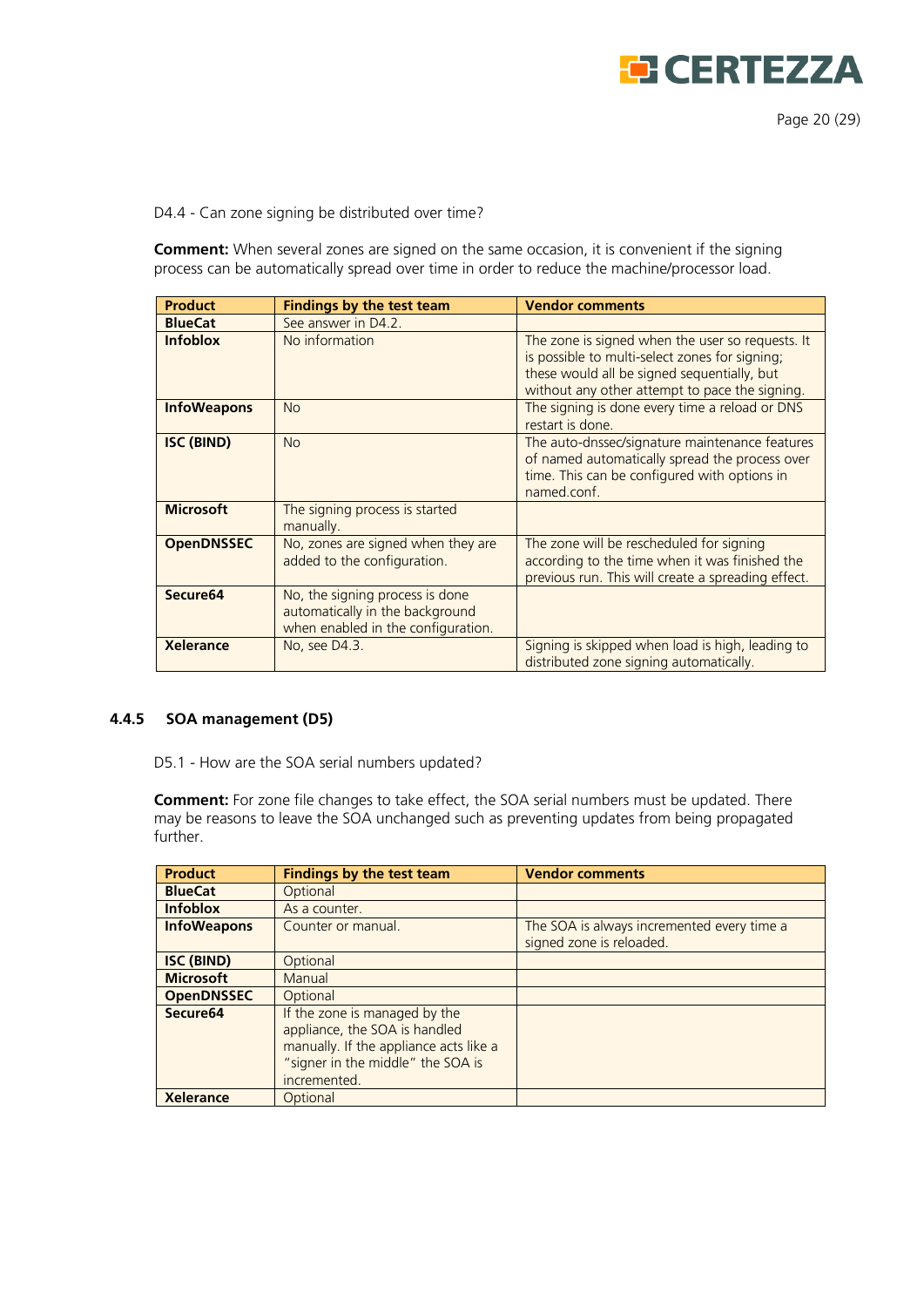D4.4 - Can zone signing be distributed over time?

**Comment:** When several zones are signed on the same occasion, it is convenient if the signing process can be automatically spread over time in order to reduce the machine/processor load.

| Product | Findings by the test team | Vendor comments |
|---|---|---|
| **BlueCat** | See answer in D4.2. | |
| **Infoblox** | No information | The zone is signed when the user so requests. It is possible to multi-select zones for signing; these would all be signed sequentially, but without any other attempt to pace the signing. |
| **InfoWeapons** | No | The signing is done every time a reload or DNS restart is done. |
| **ISC (BIND)** | No | The auto-dnssec/signature maintenance features of named automatically spread the process over time. This can be configured with options in named.conf. |
| **Microsoft** | The signing process is started manually. | |
| **OpenDNSSEC** | No, zones are signed when they are added to the configuration. | The zone will be rescheduled for signing according to the time when it was finished the previous run. This will create a spreading effect. |
| **Secure64** | No, the signing process is done automatically in the background when enabled in the configuration. | |
| **Xelerance** | No, see D4.3. | Signing is skipped when load is high, leading to distributed zone signing automatically. |

### 4.4.5 SOA management (D5)

D5.1 - How are the SOA serial numbers updated?

**Comment:** For zone file changes to take effect, the SOA serial numbers must be updated. There may be reasons to leave the SOA unchanged such as preventing updates from being propagated further.

| Product | Findings by the test team | Vendor comments |
|---|---|---|
| **BlueCat** | Optional | |
| **Infoblox** | As a counter. | |
| **InfoWeapons** | Counter or manual. | The SOA is always incremented every time a signed zone is reloaded. |
| **ISC (BIND)** | Optional | |
| **Microsoft** | Manual | |
| **OpenDNSSEC** | Optional | |
| **Secure64** | If the zone is managed by the appliance, the SOA is handled manually. If the appliance acts like a "signer in the middle" the SOA is incremented. | |
| **Xelerance** | Optional | |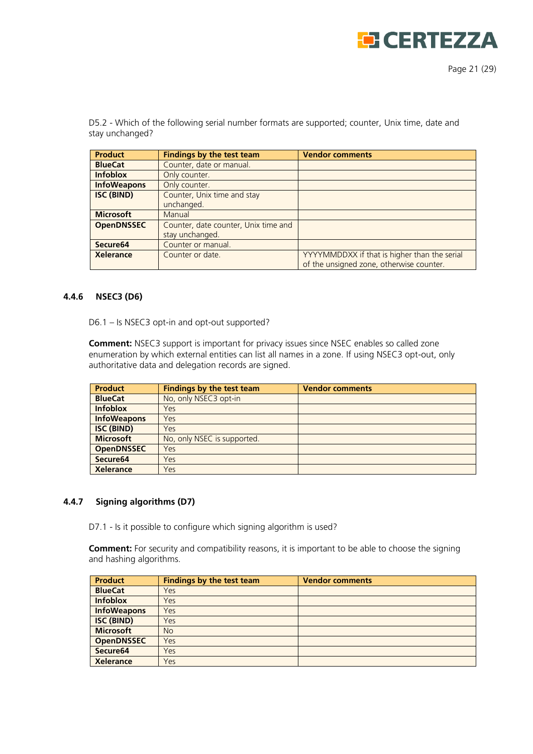D5.2 - Which of the following serial number formats are supported; counter, Unix time, date and stay unchanged?

| Product | Findings by the test team | Vendor comments |
|---|---|---|
| **BlueCat** | Counter, date or manual. | |
| **Infoblox** | Only counter. | |
| **InfoWeapons** | Only counter. | |
| **ISC (BIND)** | Counter, Unix time and stay unchanged. | |
| **Microsoft** | Manual | |
| **OpenDNSSEC** | Counter, date counter, Unix time and stay unchanged. | |
| **Secure64** | Counter or manual. | |
| **Xelerance** | Counter or date. | YYYYMMDDXX if that is higher than the serial of the unsigned zone, otherwise counter. |

### 4.4.6 NSEC3 (D6)

D6.1 – Is NSEC3 opt-in and opt-out supported?

**Comment:** NSEC3 support is important for privacy issues since NSEC enables so called zone enumeration by which external entities can list all names in a zone. If using NSEC3 opt-out, only authoritative data and delegation records are signed.

| Product | Findings by the test team | Vendor comments |
|---|---|---|
| **BlueCat** | No, only NSEC3 opt-in | |
| **Infoblox** | Yes | |
| **InfoWeapons** | Yes | |
| **ISC (BIND)** | Yes | |
| **Microsoft** | No, only NSEC is supported. | |
| **OpenDNSSEC** | Yes | |
| **Secure64** | Yes | |
| **Xelerance** | Yes | |

### 4.4.7 Signing algorithms (D7)

D7.1 - Is it possible to configure which signing algorithm is used?

**Comment:** For security and compatibility reasons, it is important to be able to choose the signing and hashing algorithms.

| Product | Findings by the test team | Vendor comments |
|---|---|---|
| **BlueCat** | Yes | |
| **Infoblox** | Yes | |
| **InfoWeapons** | Yes | |
| **ISC (BIND)** | Yes | |
| **Microsoft** | No | |
| **OpenDNSSEC** | Yes | |
| **Secure64** | Yes | |
| **Xelerance** | Yes | |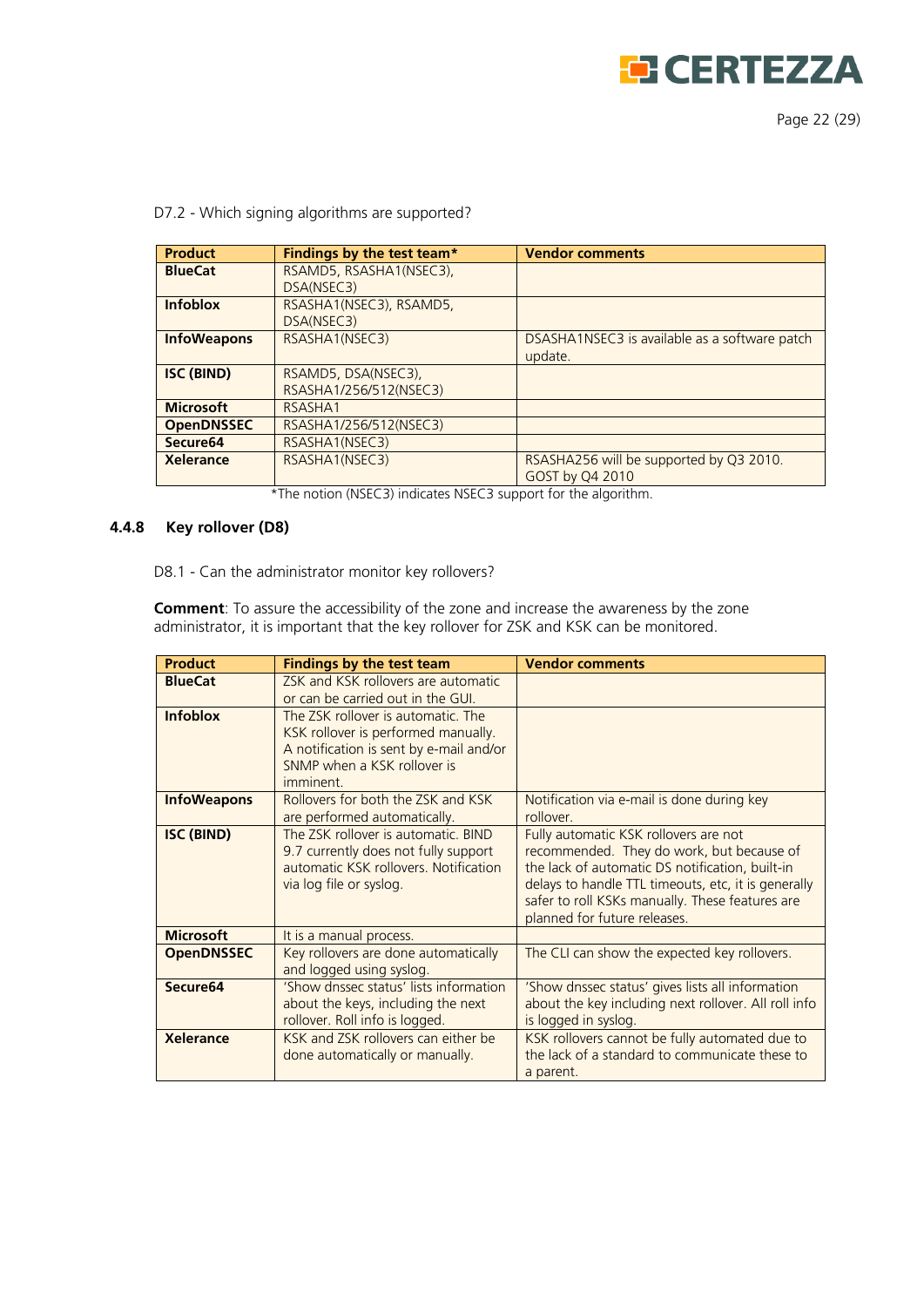D7.2 - Which signing algorithms are supported?

| Product | Findings by the test team* | Vendor comments |
| --- | --- | --- |
| **BlueCat** | RSAMD5, RSASHA1(NSEC3), DSA(NSEC3) | |
| **Infoblox** | RSASHA1(NSEC3), RSAMD5, DSA(NSEC3) | |
| **InfoWeapons** | RSASHA1(NSEC3) | DSASHA1NSEC3 is available as a software patch update. |
| **ISC (BIND)** | RSAMD5, DSA(NSEC3), RSASHA1/256/512(NSEC3) | |
| **Microsoft** | RSASHA1 | |
| **OpenDNSSEC** | RSASHA1/256/512(NSEC3) | |
| **Secure64** | RSASHA1(NSEC3) | |
| **Xelerance** | RSASHA1(NSEC3) | RSASHA256 will be supported by Q3 2010. GOST by Q4 2010 |

*The notion (NSEC3) indicates NSEC3 support for the algorithm.

### 4.4.8 Key rollover (D8)

D8.1 - Can the administrator monitor key rollovers?

**Comment**: To assure the accessibility of the zone and increase the awareness by the zone administrator, it is important that the key rollover for ZSK and KSK can be monitored.

| Product | Findings by the test team | Vendor comments |
| --- | --- | --- |
| **BlueCat** | ZSK and KSK rollovers are automatic or can be carried out in the GUI. | |
| **Infoblox** | The ZSK rollover is automatic. The KSK rollover is performed manually. A notification is sent by e-mail and/or SNMP when a KSK rollover is imminent. | |
| **InfoWeapons** | Rollovers for both the ZSK and KSK are performed automatically. | Notification via e-mail is done during key rollover. |
| **ISC (BIND)** | The ZSK rollover is automatic. BIND 9.7 currently does not fully support automatic KSK rollovers. Notification via log file or syslog. | Fully automatic KSK rollovers are not recommended. They do work, but because of the lack of automatic DS notification, built-in delays to handle TTL timeouts, etc, it is generally safer to roll KSKs manually. These features are planned for future releases. |
| **Microsoft** | It is a manual process. | |
| **OpenDNSSEC** | Key rollovers are done automatically and logged using syslog. | The CLI can show the expected key rollovers. |
| **Secure64** | 'Show dnssec status' lists information about the keys, including the next rollover. Roll info is logged. | 'Show dnssec status' gives lists all information about the key including next rollover. All roll info is logged in syslog. |
| **Xelerance** | KSK and ZSK rollovers can either be done automatically or manually. | KSK rollovers cannot be fully automated due to the lack of a standard to communicate these to a parent. |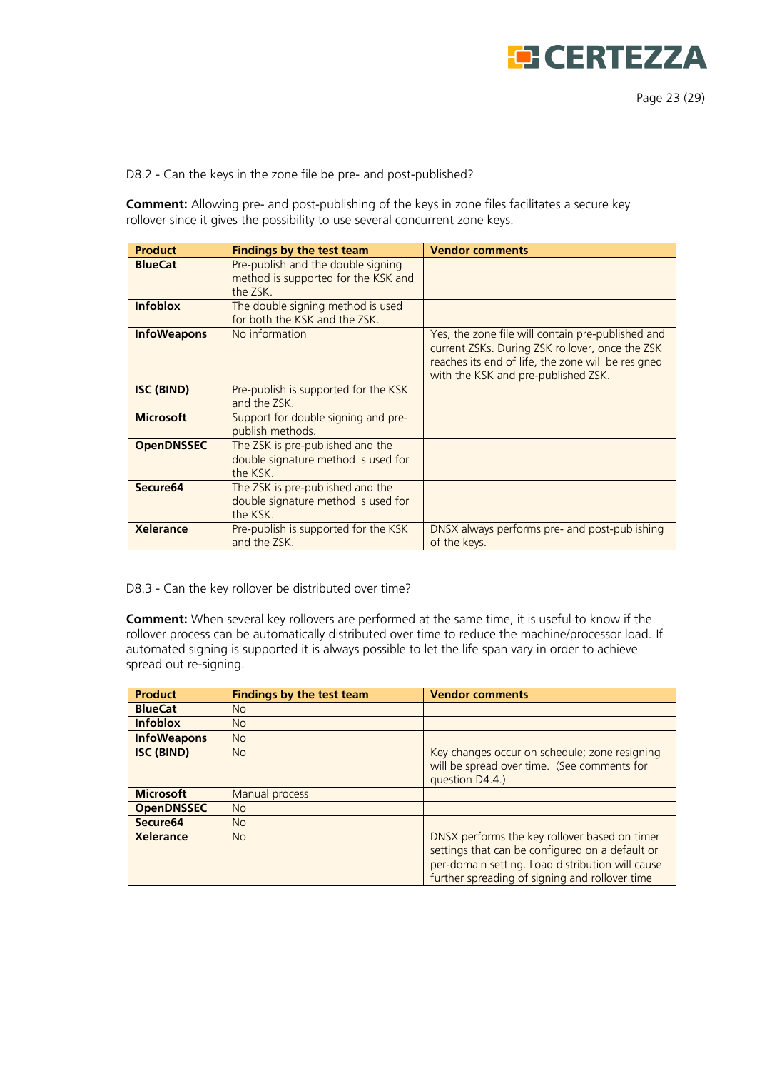D8.2 - Can the keys in the zone file be pre- and post-published?

**Comment:** Allowing pre- and post-publishing of the keys in zone files facilitates a secure key rollover since it gives the possibility to use several concurrent zone keys.

| Product | Findings by the test team | Vendor comments |
|---|---|---|
| **BlueCat** | Pre-publish and the double signing method is supported for the KSK and the ZSK. | |
| **Infoblox** | The double signing method is used for both the KSK and the ZSK. | |
| **InfoWeapons** | No information | Yes, the zone file will contain pre-published and current ZSKs. During ZSK rollover, once the ZSK reaches its end of life, the zone will be resigned with the KSK and pre-published ZSK. |
| **ISC (BIND)** | Pre-publish is supported for the KSK and the ZSK. | |
| **Microsoft** | Support for double signing and pre-publish methods. | |
| **OpenDNSSEC** | The ZSK is pre-published and the double signature method is used for the KSK. | |
| **Secure64** | The ZSK is pre-published and the double signature method is used for the KSK. | |
| **Xelerance** | Pre-publish is supported for the KSK and the ZSK. | DNSX always performs pre- and post-publishing of the keys. |

D8.3 - Can the key rollover be distributed over time?

**Comment:** When several key rollovers are performed at the same time, it is useful to know if the rollover process can be automatically distributed over time to reduce the machine/processor load. If automated signing is supported it is always possible to let the life span vary in order to achieve spread out re-signing.

| Product | Findings by the test team | Vendor comments |
|---|---|---|
| **BlueCat** | No | |
| **Infoblox** | No | |
| **InfoWeapons** | No | |
| **ISC (BIND)** | No | Key changes occur on schedule; zone resigning will be spread over time. (See comments for question D4.4.) |
| **Microsoft** | Manual process | |
| **OpenDNSSEC** | No | |
| **Secure64** | No | |
| **Xelerance** | No | DNSX performs the key rollover based on timer settings that can be configured on a default or per-domain setting. Load distribution will cause further spreading of signing and rollover time |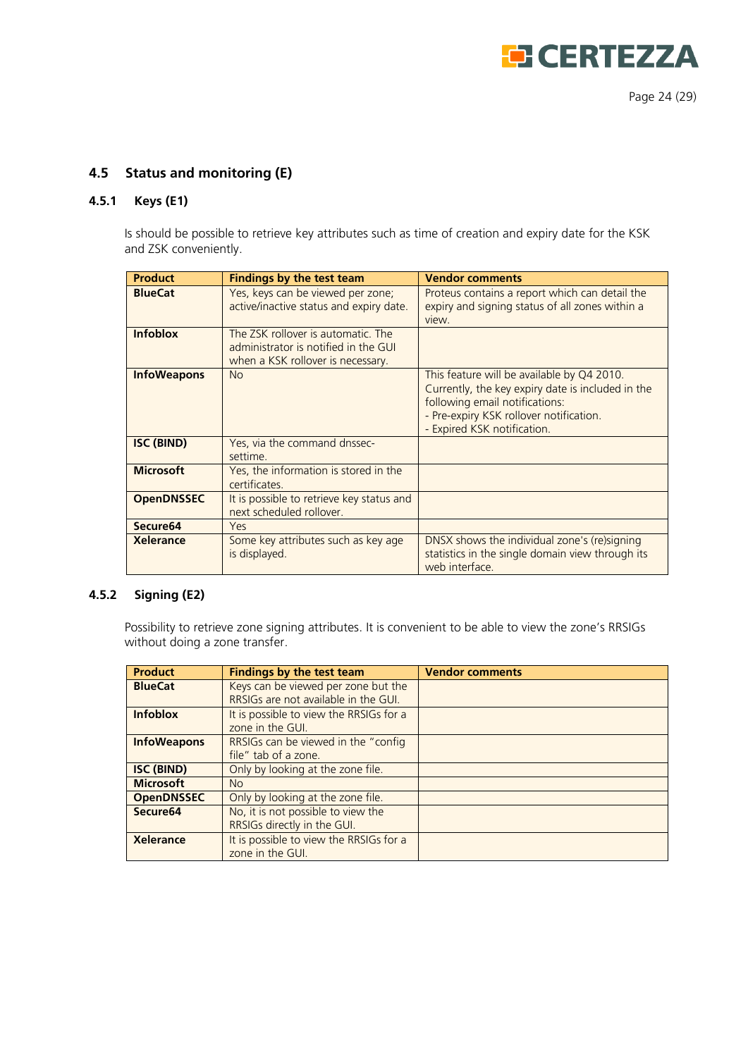## 4.5 Status and monitoring (E)

### 4.5.1 Keys (E1)

Is should be possible to retrieve key attributes such as time of creation and expiry date for the KSK and ZSK conveniently.

| Product | Findings by the test team | Vendor comments |
|---|---|---|
| **BlueCat** | Yes, keys can be viewed per zone; active/inactive status and expiry date. | Proteus contains a report which can detail the expiry and signing status of all zones within a view. |
| **Infoblox** | The ZSK rollover is automatic. The administrator is notified in the GUI when a KSK rollover is necessary. | |
| **InfoWeapons** | No | This feature will be available by Q4 2010. Currently, the key expiry date is included in the following email notifications:<br>- Pre-expiry KSK rollover notification.<br>- Expired KSK notification. |
| **ISC (BIND)** | Yes, via the command dnssec-settime. | |
| **Microsoft** | Yes, the information is stored in the certificates. | |
| **OpenDNSSEC** | It is possible to retrieve key status and next scheduled rollover. | |
| **Secure64** | Yes | |
| **Xelerance** | Some key attributes such as key age is displayed. | DNSX shows the individual zone's (re)signing statistics in the single domain view through its web interface. |

### 4.5.2 Signing (E2)

Possibility to retrieve zone signing attributes. It is convenient to be able to view the zone's RRSIGs without doing a zone transfer.

| Product | Findings by the test team | Vendor comments |
|---|---|---|
| **BlueCat** | Keys can be viewed per zone but the RRSIGs are not available in the GUI. | |
| **Infoblox** | It is possible to view the RRSIGs for a zone in the GUI. | |
| **InfoWeapons** | RRSIGs can be viewed in the "config file" tab of a zone. | |
| **ISC (BIND)** | Only by looking at the zone file. | |
| **Microsoft** | No | |
| **OpenDNSSEC** | Only by looking at the zone file. | |
| **Secure64** | No, it is not possible to view the RRSIGs directly in the GUI. | |
| **Xelerance** | It is possible to view the RRSIGs for a zone in the GUI. | |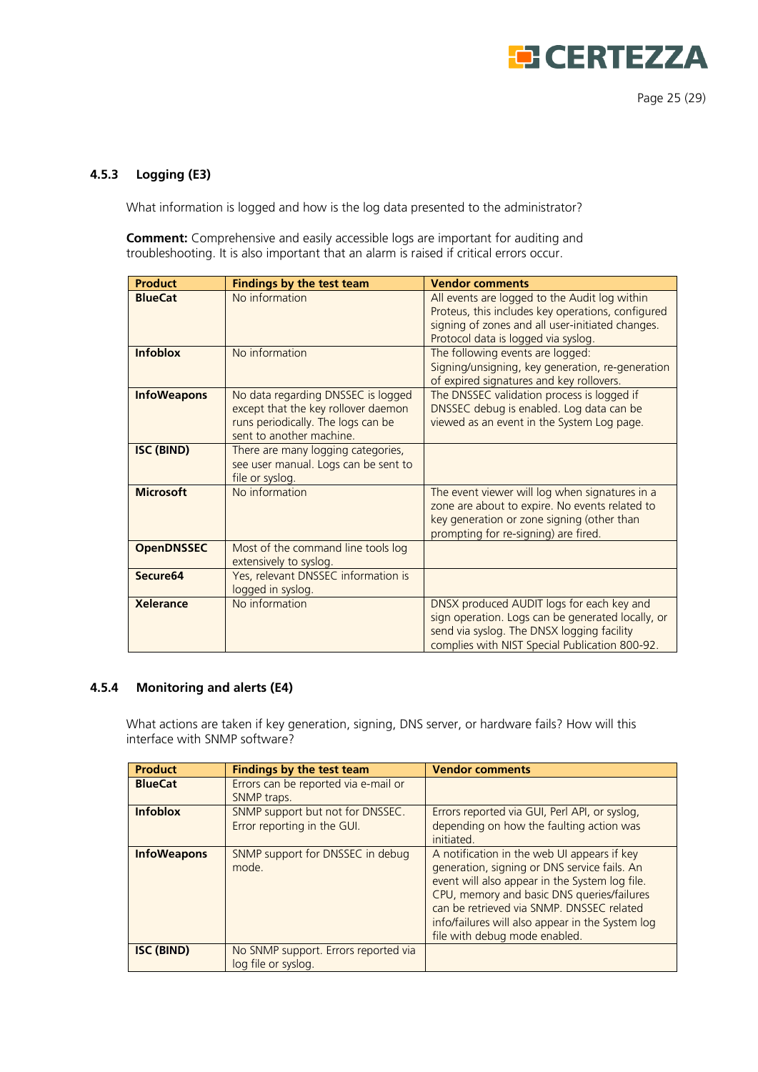### 4.5.3 Logging (E3)

What information is logged and how is the log data presented to the administrator?

**Comment:** Comprehensive and easily accessible logs are important for auditing and troubleshooting. It is also important that an alarm is raised if critical errors occur.

| Product | Findings by the test team | Vendor comments |
|---|---|---|
| **BlueCat** | No information | All events are logged to the Audit log within Proteus, this includes key operations, configured signing of zones and all user-initiated changes. Protocol data is logged via syslog. |
| **Infoblox** | No information | The following events are logged: Signing/unsigning, key generation, re-generation of expired signatures and key rollovers. |
| **InfoWeapons** | No data regarding DNSSEC is logged except that the key rollover daemon runs periodically. The logs can be sent to another machine. | The DNSSEC validation process is logged if DNSSEC debug is enabled. Log data can be viewed as an event in the System Log page. |
| **ISC (BIND)** | There are many logging categories, see user manual. Logs can be sent to file or syslog. | |
| **Microsoft** | No information | The event viewer will log when signatures in a zone are about to expire. No events related to key generation or zone signing (other than prompting for re-signing) are fired. |
| **OpenDNSSEC** | Most of the command line tools log extensively to syslog. | |
| **Secure64** | Yes, relevant DNSSEC information is logged in syslog. | |
| **Xelerance** | No information | DNSX produced AUDIT logs for each key and sign operation. Logs can be generated locally, or send via syslog. The DNSX logging facility complies with NIST Special Publication 800-92. |

### 4.5.4 Monitoring and alerts (E4)

What actions are taken if key generation, signing, DNS server, or hardware fails? How will this interface with SNMP software?

| Product | Findings by the test team | Vendor comments |
|---|---|---|
| **BlueCat** | Errors can be reported via e-mail or SNMP traps. | |
| **Infoblox** | SNMP support but not for DNSSEC. Error reporting in the GUI. | Errors reported via GUI, Perl API, or syslog, depending on how the faulting action was initiated. |
| **InfoWeapons** | SNMP support for DNSSEC in debug mode. | A notification in the web UI appears if key generation, signing or DNS service fails. An event will also appear in the System log file. CPU, memory and basic DNS queries/failures can be retrieved via SNMP. DNSSEC related info/failures will also appear in the System log file with debug mode enabled. |
| **ISC (BIND)** | No SNMP support. Errors reported via log file or syslog. | |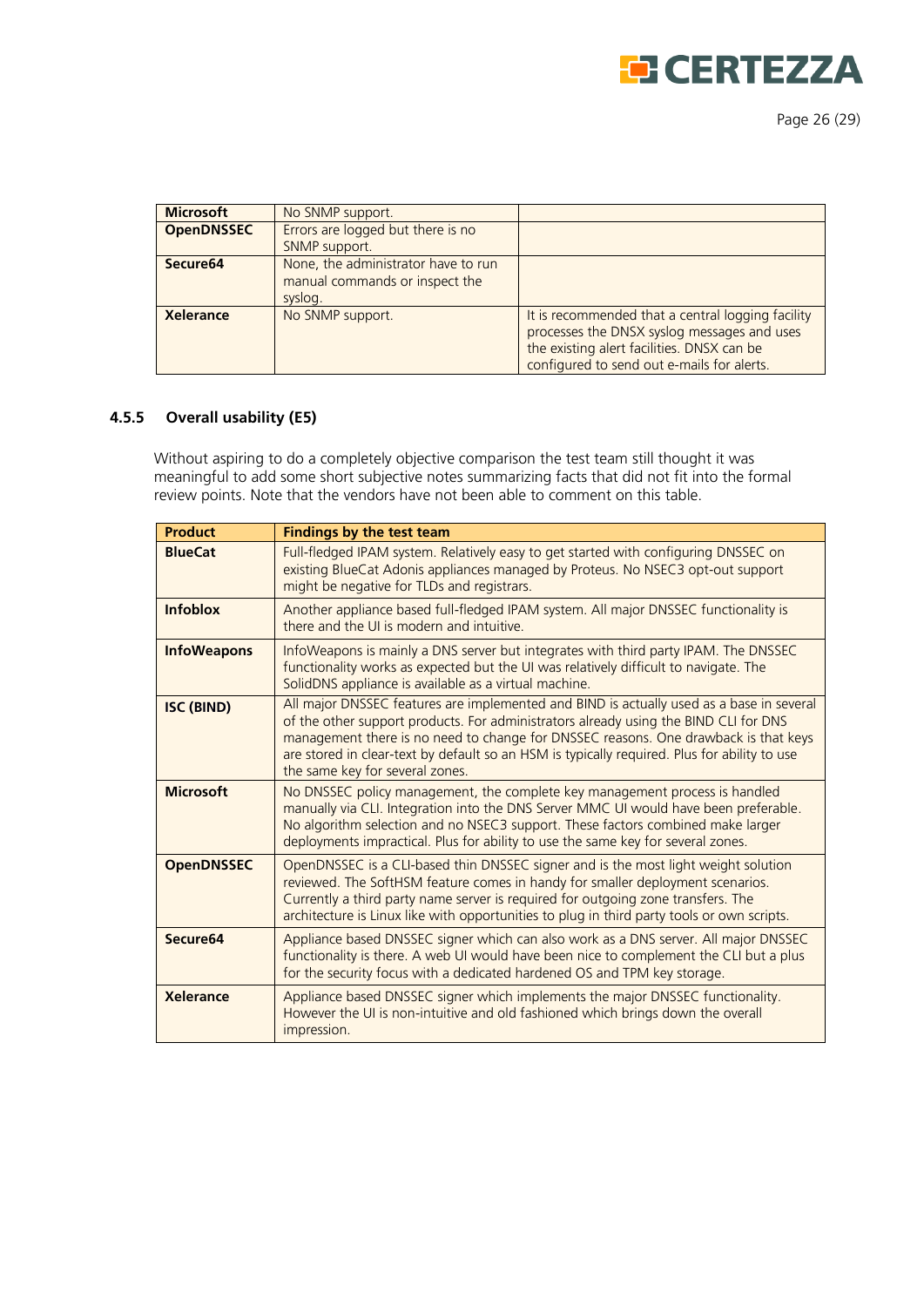| | | |
|---|---|---|
| **Microsoft** | No SNMP support. | |
| **OpenDNSSEC** | Errors are logged but there is no SNMP support. | |
| **Secure64** | None, the administrator have to run manual commands or inspect the syslog. | |
| **Xelerance** | No SNMP support. | It is recommended that a central logging facility processes the DNSX syslog messages and uses the existing alert facilities. DNSX can be configured to send out e-mails for alerts. |

### 4.5.5 Overall usability (E5)

Without aspiring to do a completely objective comparison the test team still thought it was meaningful to add some short subjective notes summarizing facts that did not fit into the formal review points. Note that the vendors have not been able to comment on this table.

| Product | Findings by the test team |
|---|---|
| **BlueCat** | Full-fledged IPAM system. Relatively easy to get started with configuring DNSSEC on existing BlueCat Adonis appliances managed by Proteus. No NSEC3 opt-out support might be negative for TLDs and registrars. |
| **Infoblox** | Another appliance based full-fledged IPAM system. All major DNSSEC functionality is there and the UI is modern and intuitive. |
| **InfoWeapons** | InfoWeapons is mainly a DNS server but integrates with third party IPAM. The DNSSEC functionality works as expected but the UI was relatively difficult to navigate. The SolidDNS appliance is available as a virtual machine. |
| **ISC (BIND)** | All major DNSSEC features are implemented and BIND is actually used as a base in several of the other support products. For administrators already using the BIND CLI for DNS management there is no need to change for DNSSEC reasons. One drawback is that keys are stored in clear-text by default so an HSM is typically required. Plus for ability to use the same key for several zones. |
| **Microsoft** | No DNSSEC policy management, the complete key management process is handled manually via CLI. Integration into the DNS Server MMC UI would have been preferable. No algorithm selection and no NSEC3 support. These factors combined make larger deployments impractical. Plus for ability to use the same key for several zones. |
| **OpenDNSSEC** | OpenDNSSEC is a CLI-based thin DNSSEC signer and is the most light weight solution reviewed. The SoftHSM feature comes in handy for smaller deployment scenarios. Currently a third party name server is required for outgoing zone transfers. The architecture is Linux like with opportunities to plug in third party tools or own scripts. |
| **Secure64** | Appliance based DNSSEC signer which can also work as a DNS server. All major DNSSEC functionality is there. A web UI would have been nice to complement the CLI but a plus for the security focus with a dedicated hardened OS and TPM key storage. |
| **Xelerance** | Appliance based DNSSEC signer which implements the major DNSSEC functionality. However the UI is non-intuitive and old fashioned which brings down the overall impression. |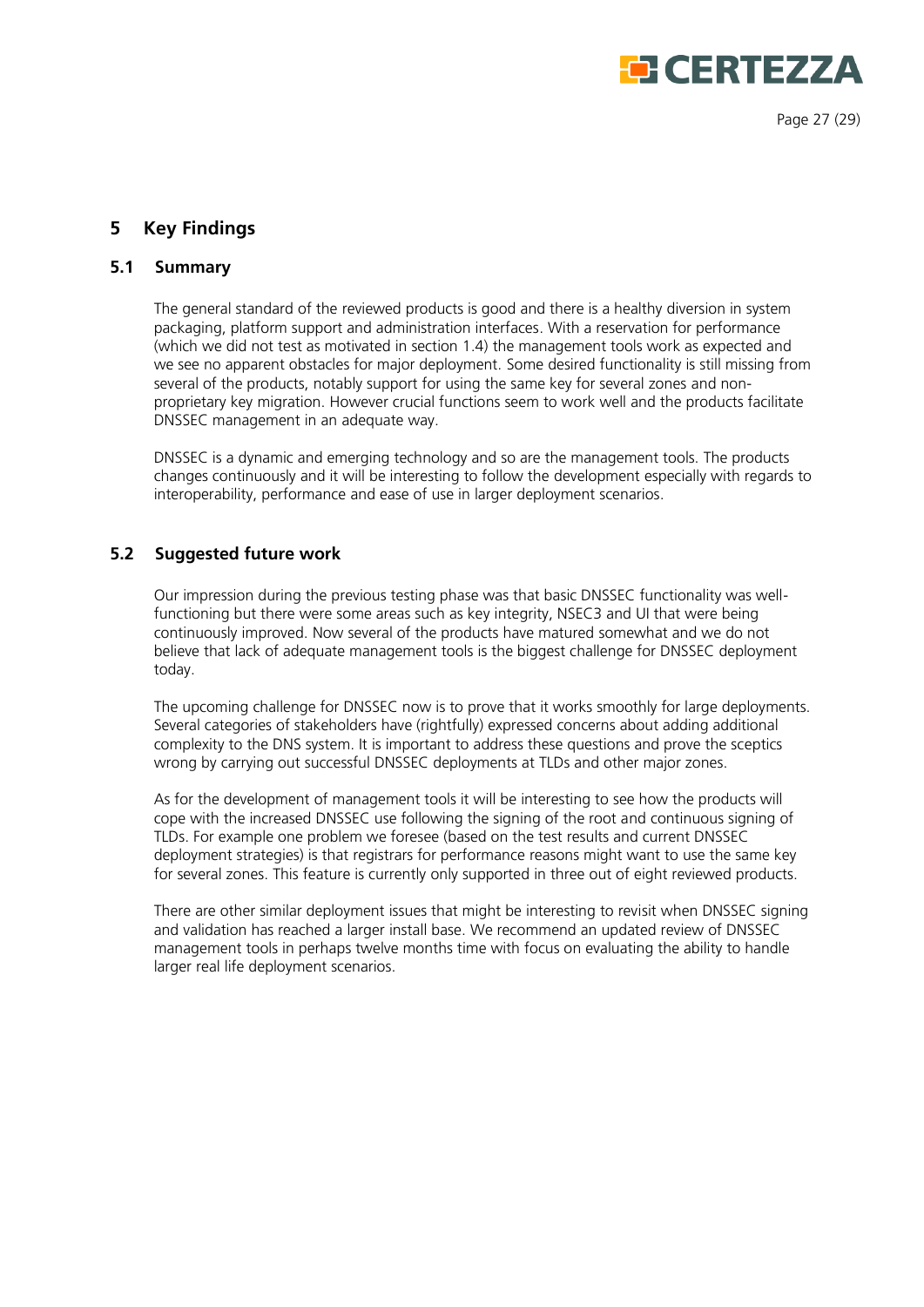# 5 Key Findings

## 5.1 Summary

The general standard of the reviewed products is good and there is a healthy diversion in system packaging, platform support and administration interfaces. With a reservation for performance (which we did not test as motivated in section 1.4) the management tools work as expected and we see no apparent obstacles for major deployment. Some desired functionality is still missing from several of the products, notably support for using the same key for several zones and non-proprietary key migration. However crucial functions seem to work well and the products facilitate DNSSEC management in an adequate way.

DNSSEC is a dynamic and emerging technology and so are the management tools. The products changes continuously and it will be interesting to follow the development especially with regards to interoperability, performance and ease of use in larger deployment scenarios.

## 5.2 Suggested future work

Our impression during the previous testing phase was that basic DNSSEC functionality was well-functioning but there were some areas such as key integrity, NSEC3 and UI that were being continuously improved. Now several of the products have matured somewhat and we do not believe that lack of adequate management tools is the biggest challenge for DNSSEC deployment today.

The upcoming challenge for DNSSEC now is to prove that it works smoothly for large deployments. Several categories of stakeholders have (rightfully) expressed concerns about adding additional complexity to the DNS system. It is important to address these questions and prove the sceptics wrong by carrying out successful DNSSEC deployments at TLDs and other major zones.

As for the development of management tools it will be interesting to see how the products will cope with the increased DNSSEC use following the signing of the root and continuous signing of TLDs. For example one problem we foresee (based on the test results and current DNSSEC deployment strategies) is that registrars for performance reasons might want to use the same key for several zones. This feature is currently only supported in three out of eight reviewed products.

There are other similar deployment issues that might be interesting to revisit when DNSSEC signing and validation has reached a larger install base. We recommend an updated review of DNSSEC management tools in perhaps twelve months time with focus on evaluating the ability to handle larger real life deployment scenarios.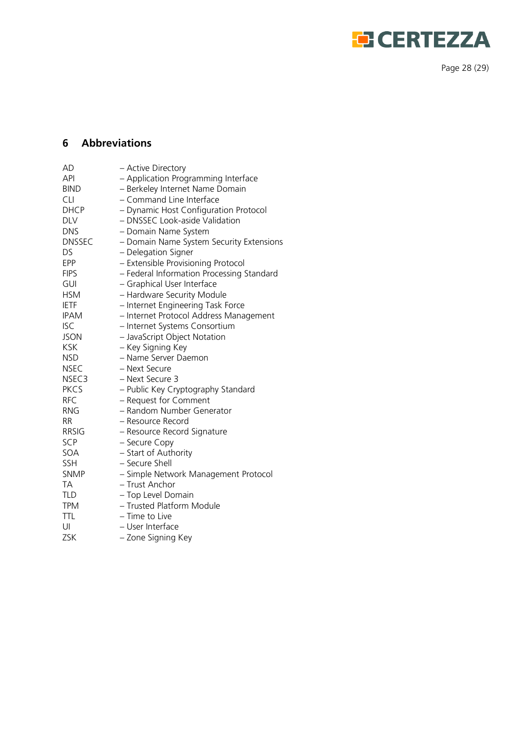## 6 Abbreviations

| | |
|---|---|
| AD | – Active Directory |
| API | – Application Programming Interface |
| BIND | – Berkeley Internet Name Domain |
| CLI | – Command Line Interface |
| DHCP | – Dynamic Host Configuration Protocol |
| DLV | – DNSSEC Look-aside Validation |
| DNS | – Domain Name System |
| DNSSEC | – Domain Name System Security Extensions |
| DS | – Delegation Signer |
| EPP | – Extensible Provisioning Protocol |
| FIPS | – Federal Information Processing Standard |
| GUI | – Graphical User Interface |
| HSM | – Hardware Security Module |
| IETF | – Internet Engineering Task Force |
| IPAM | – Internet Protocol Address Management |
| ISC | – Internet Systems Consortium |
| JSON | – JavaScript Object Notation |
| KSK | – Key Signing Key |
| NSD | – Name Server Daemon |
| NSEC | – Next Secure |
| NSEC3 | – Next Secure 3 |
| PKCS | – Public Key Cryptography Standard |
| RFC | – Request for Comment |
| RNG | – Random Number Generator |
| RR | – Resource Record |
| RRSIG | – Resource Record Signature |
| SCP | – Secure Copy |
| SOA | – Start of Authority |
| SSH | – Secure Shell |
| SNMP | – Simple Network Management Protocol |
| TA | – Trust Anchor |
| TLD | – Top Level Domain |
| TPM | – Trusted Platform Module |
| TTL | – Time to Live |
| UI | – User Interface |
| ZSK | – Zone Signing Key |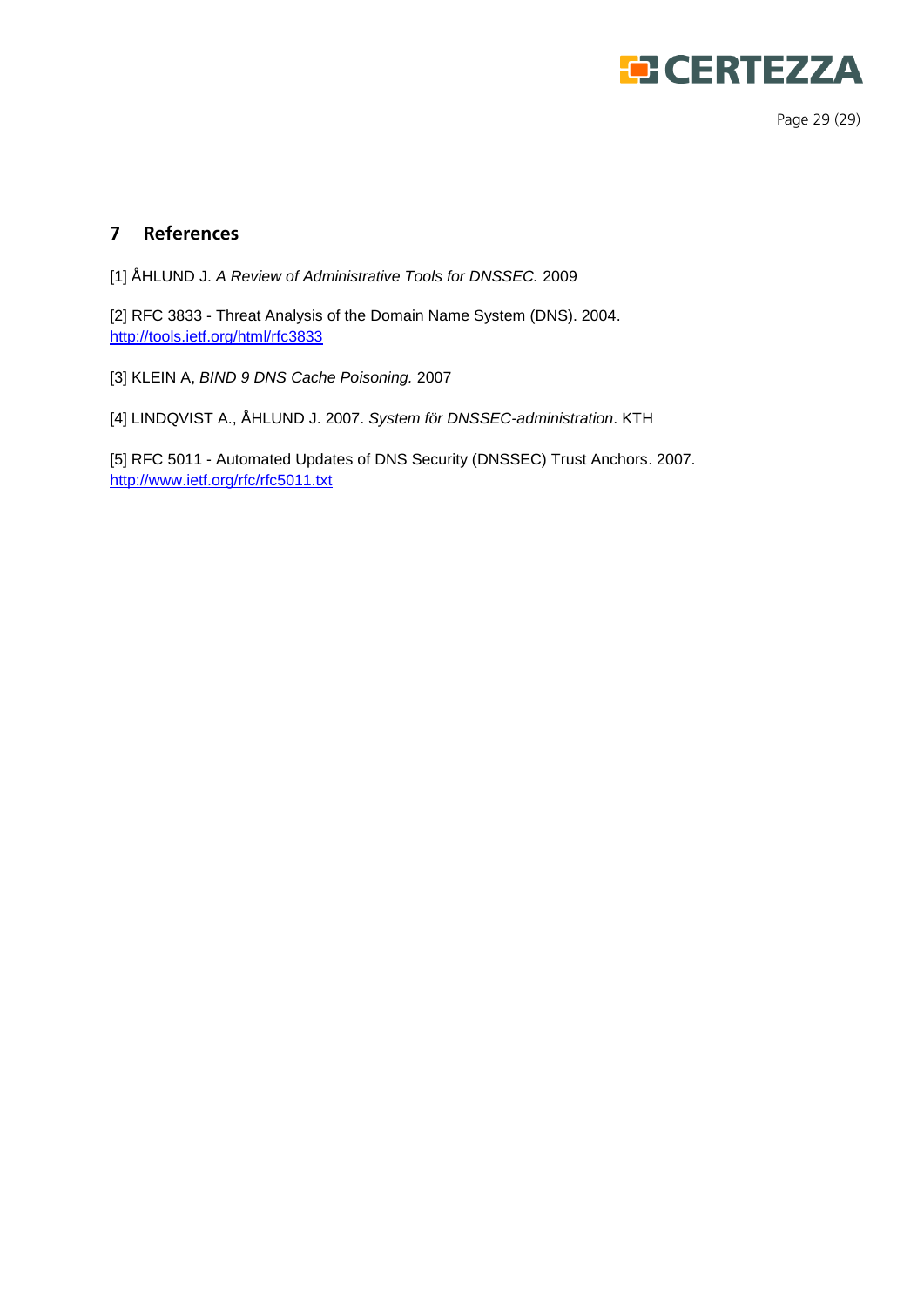## 7 References

[1] ÅHLUND J. *A Review of Administrative Tools for DNSSEC.* 2009

[2] RFC 3833 - Threat Analysis of the Domain Name System (DNS). 2004. http://tools.ietf.org/html/rfc3833

[3] KLEIN A, *BIND 9 DNS Cache Poisoning.* 2007

[4] LINDQVIST A., ÅHLUND J. 2007. *System för DNSSEC-administration*. KTH

[5] RFC 5011 - Automated Updates of DNS Security (DNSSEC) Trust Anchors. 2007. http://www.ietf.org/rfc/rfc5011.txt